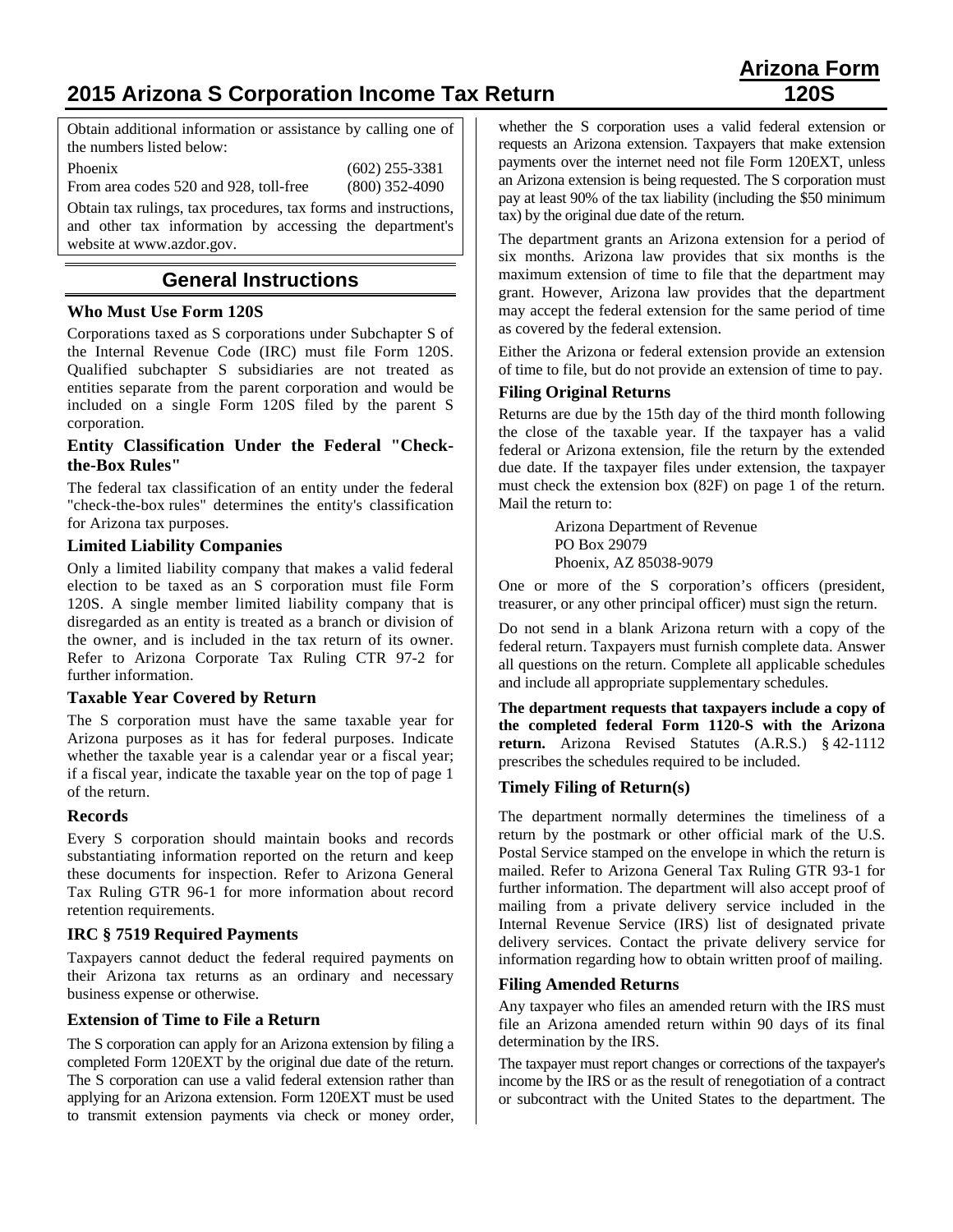# 2015 Arizona S Corporation Income Tax Return

**Arizona Form 120S**

Obtain additional information or assistance by calling one of the numbers listed below:

| | |
|---|---|
| Phoenix | (602) 255-3381 |
| From area codes 520 and 928, toll-free | (800) 352-4090 |

Obtain tax rulings, tax procedures, tax forms and instructions, and other tax information by accessing the department's website at www.azdor.gov.

## General Instructions

### Who Must Use Form 120S

Corporations taxed as S corporations under Subchapter S of the Internal Revenue Code (IRC) must file Form 120S. Qualified subchapter S subsidiaries are not treated as entities separate from the parent corporation and would be included on a single Form 120S filed by the parent S corporation.

### Entity Classification Under the Federal "Check-the-Box Rules"

The federal tax classification of an entity under the federal "check-the-box rules" determines the entity's classification for Arizona tax purposes.

### Limited Liability Companies

Only a limited liability company that makes a valid federal election to be taxed as an S corporation must file Form 120S. A single member limited liability company that is disregarded as an entity is treated as a branch or division of the owner, and is included in the tax return of its owner. Refer to Arizona Corporate Tax Ruling CTR 97-2 for further information.

### Taxable Year Covered by Return

The S corporation must have the same taxable year for Arizona purposes as it has for federal purposes. Indicate whether the taxable year is a calendar year or a fiscal year; if a fiscal year, indicate the taxable year on the top of page 1 of the return.

### Records

Every S corporation should maintain books and records substantiating information reported on the return and keep these documents for inspection. Refer to Arizona General Tax Ruling GTR 96-1 for more information about record retention requirements.

### IRC § 7519 Required Payments

Taxpayers cannot deduct the federal required payments on their Arizona tax returns as an ordinary and necessary business expense or otherwise.

### Extension of Time to File a Return

The S corporation can apply for an Arizona extension by filing a completed Form 120EXT by the original due date of the return. The S corporation can use a valid federal extension rather than applying for an Arizona extension. Form 120EXT must be used to transmit extension payments via check or money order, whether the S corporation uses a valid federal extension or requests an Arizona extension. Taxpayers that make extension payments over the internet need not file Form 120EXT, unless an Arizona extension is being requested. The S corporation must pay at least 90% of the tax liability (including the $50 minimum tax) by the original due date of the return.

The department grants an Arizona extension for a period of six months. Arizona law provides that six months is the maximum extension of time to file that the department may grant. However, Arizona law provides that the department may accept the federal extension for the same period of time as covered by the federal extension.

Either the Arizona or federal extension provide an extension of time to file, but do not provide an extension of time to pay.

### Filing Original Returns

Returns are due by the 15th day of the third month following the close of the taxable year. If the taxpayer has a valid federal or Arizona extension, file the return by the extended due date. If the taxpayer files under extension, the taxpayer must check the extension box (82F) on page 1 of the return. Mail the return to:

Arizona Department of Revenue
PO Box 29079
Phoenix, AZ 85038-9079

One or more of the S corporation's officers (president, treasurer, or any other principal officer) must sign the return.

Do not send in a blank Arizona return with a copy of the federal return. Taxpayers must furnish complete data. Answer all questions on the return. Complete all applicable schedules and include all appropriate supplementary schedules.

**The department requests that taxpayers include a copy of the completed federal Form 1120-S with the Arizona return.** Arizona Revised Statutes (A.R.S.) § 42-1112 prescribes the schedules required to be included.

### Timely Filing of Return(s)

The department normally determines the timeliness of a return by the postmark or other official mark of the U.S. Postal Service stamped on the envelope in which the return is mailed. Refer to Arizona General Tax Ruling GTR 93-1 for further information. The department will also accept proof of mailing from a private delivery service included in the Internal Revenue Service (IRS) list of designated private delivery services. Contact the private delivery service for information regarding how to obtain written proof of mailing.

### Filing Amended Returns

Any taxpayer who files an amended return with the IRS must file an Arizona amended return within 90 days of its final determination by the IRS.

The taxpayer must report changes or corrections of the taxpayer's income by the IRS or as the result of renegotiation of a contract or subcontract with the United States to the department. The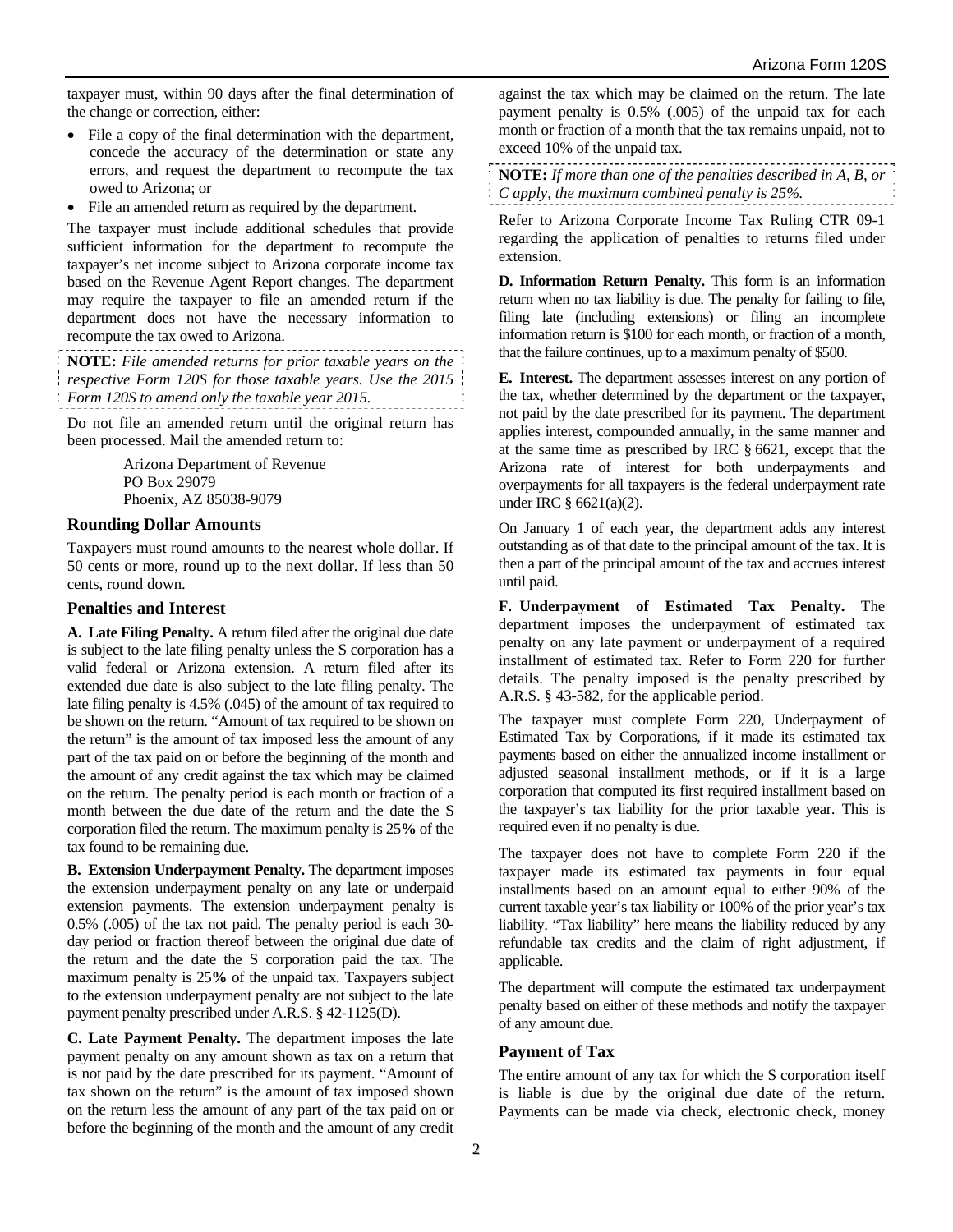taxpayer must, within 90 days after the final determination of the change or correction, either:

- File a copy of the final determination with the department, concede the accuracy of the determination or state any errors, and request the department to recompute the tax owed to Arizona; or
- File an amended return as required by the department.

The taxpayer must include additional schedules that provide sufficient information for the department to recompute the taxpayer's net income subject to Arizona corporate income tax based on the Revenue Agent Report changes. The department may require the taxpayer to file an amended return if the department does not have the necessary information to recompute the tax owed to Arizona.

**NOTE:** *File amended returns for prior taxable years on the respective Form 120S for those taxable years. Use the 2015 Form 120S to amend only the taxable year 2015.*

Do not file an amended return until the original return has been processed. Mail the amended return to:

Arizona Department of Revenue
PO Box 29079
Phoenix, AZ 85038-9079

### Rounding Dollar Amounts

Taxpayers must round amounts to the nearest whole dollar. If 50 cents or more, round up to the next dollar. If less than 50 cents, round down.

### Penalties and Interest

**A. Late Filing Penalty.** A return filed after the original due date is subject to the late filing penalty unless the S corporation has a valid federal or Arizona extension. A return filed after its extended due date is also subject to the late filing penalty. The late filing penalty is 4.5% (.045) of the amount of tax required to be shown on the return. "Amount of tax required to be shown on the return" is the amount of tax imposed less the amount of any part of the tax paid on or before the beginning of the month and the amount of any credit against the tax which may be claimed on the return. The penalty period is each month or fraction of a month between the due date of the return and the date the S corporation filed the return. The maximum penalty is 25**%** of the tax found to be remaining due.

**B. Extension Underpayment Penalty.** The department imposes the extension underpayment penalty on any late or underpaid extension payments. The extension underpayment penalty is 0.5% (.005) of the tax not paid. The penalty period is each 30-day period or fraction thereof between the original due date of the return and the date the S corporation paid the tax. The maximum penalty is 25**%** of the unpaid tax. Taxpayers subject to the extension underpayment penalty are not subject to the late payment penalty prescribed under A.R.S. § 42-1125(D).

**C. Late Payment Penalty.** The department imposes the late payment penalty on any amount shown as tax on a return that is not paid by the date prescribed for its payment. "Amount of tax shown on the return" is the amount of tax imposed shown on the return less the amount of any part of the tax paid on or before the beginning of the month and the amount of any credit against the tax which may be claimed on the return. The late payment penalty is 0.5% (.005) of the unpaid tax for each month or fraction of a month that the tax remains unpaid, not to exceed 10% of the unpaid tax.

**NOTE:** *If more than one of the penalties described in A, B, or C apply, the maximum combined penalty is 25%.*

Refer to Arizona Corporate Income Tax Ruling CTR 09-1 regarding the application of penalties to returns filed under extension.

**D. Information Return Penalty.** This form is an information return when no tax liability is due. The penalty for failing to file, filing late (including extensions) or filing an incomplete information return is $100 for each month, or fraction of a month, that the failure continues, up to a maximum penalty of $500.

**E. Interest.** The department assesses interest on any portion of the tax, whether determined by the department or the taxpayer, not paid by the date prescribed for its payment. The department applies interest, compounded annually, in the same manner and at the same time as prescribed by IRC § 6621, except that the Arizona rate of interest for both underpayments and overpayments for all taxpayers is the federal underpayment rate under IRC § 6621(a)(2).

On January 1 of each year, the department adds any interest outstanding as of that date to the principal amount of the tax. It is then a part of the principal amount of the tax and accrues interest until paid.

**F. Underpayment of Estimated Tax Penalty.** The department imposes the underpayment of estimated tax penalty on any late payment or underpayment of a required installment of estimated tax. Refer to Form 220 for further details. The penalty imposed is the penalty prescribed by A.R.S. § 43-582, for the applicable period.

The taxpayer must complete Form 220, Underpayment of Estimated Tax by Corporations, if it made its estimated tax payments based on either the annualized income installment or adjusted seasonal installment methods, or if it is a large corporation that computed its first required installment based on the taxpayer's tax liability for the prior taxable year. This is required even if no penalty is due.

The taxpayer does not have to complete Form 220 if the taxpayer made its estimated tax payments in four equal installments based on an amount equal to either 90% of the current taxable year's tax liability or 100% of the prior year's tax liability. "Tax liability" here means the liability reduced by any refundable tax credits and the claim of right adjustment, if applicable.

The department will compute the estimated tax underpayment penalty based on either of these methods and notify the taxpayer of any amount due.

### Payment of Tax

The entire amount of any tax for which the S corporation itself is liable is due by the original due date of the return. Payments can be made via check, electronic check, money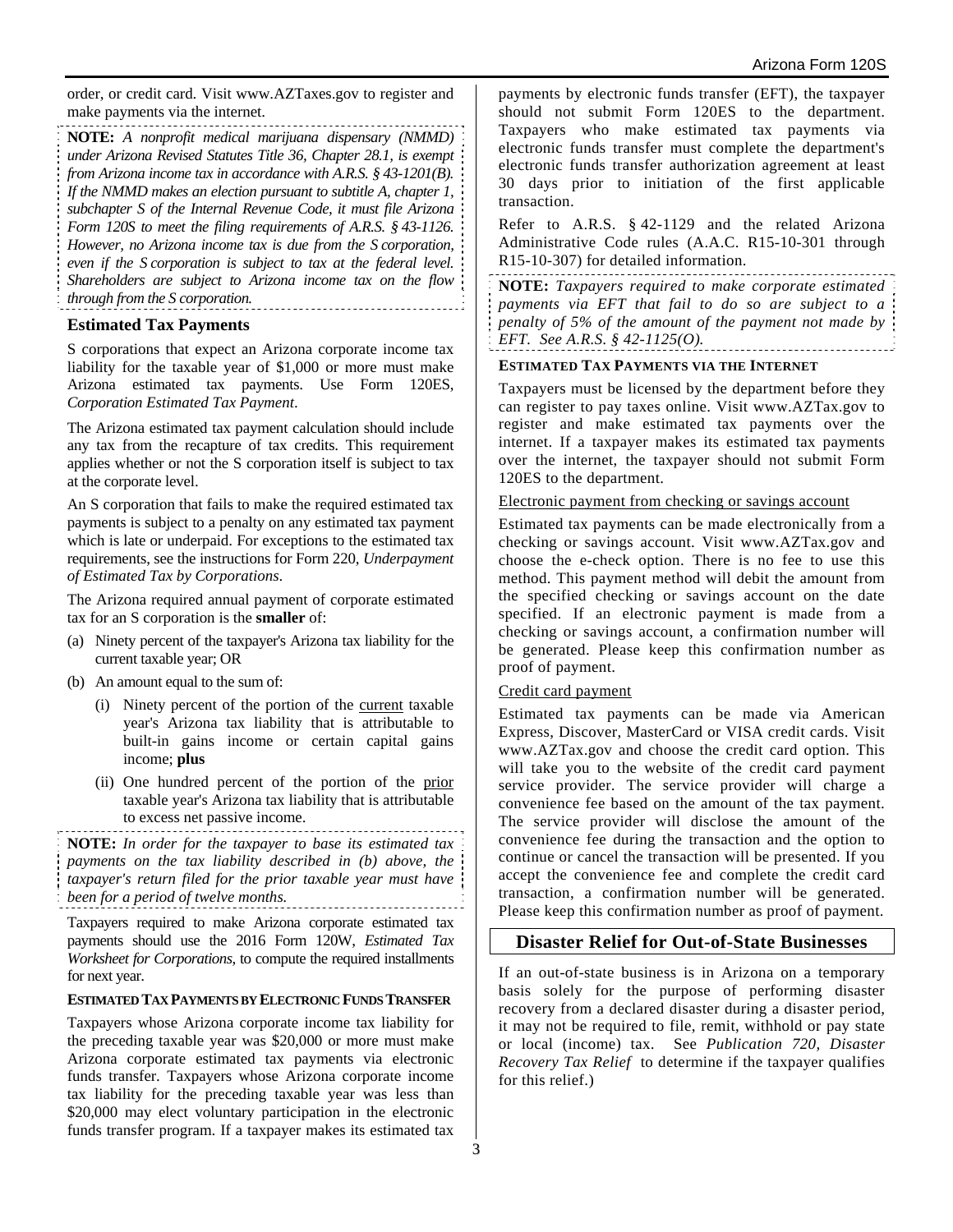order, or credit card. Visit www.AZTaxes.gov to register and make payments via the internet.

**NOTE:** *A nonprofit medical marijuana dispensary (NMMD) under Arizona Revised Statutes Title 36, Chapter 28.1, is exempt from Arizona income tax in accordance with A.R.S. § 43-1201(B). If the NMMD makes an election pursuant to subtitle A, chapter 1, subchapter S of the Internal Revenue Code, it must file Arizona Form 120S to meet the filing requirements of A.R.S. § 43-1126. However, no Arizona income tax is due from the S corporation, even if the S corporation is subject to tax at the federal level. Shareholders are subject to Arizona income tax on the flow through from the S corporation.*

### Estimated Tax Payments

S corporations that expect an Arizona corporate income tax liability for the taxable year of $1,000 or more must make Arizona estimated tax payments. Use Form 120ES, *Corporation Estimated Tax Payment*.

The Arizona estimated tax payment calculation should include any tax from the recapture of tax credits. This requirement applies whether or not the S corporation itself is subject to tax at the corporate level.

An S corporation that fails to make the required estimated tax payments is subject to a penalty on any estimated tax payment which is late or underpaid. For exceptions to the estimated tax requirements, see the instructions for Form 220, *Underpayment of Estimated Tax by Corporations*.

The Arizona required annual payment of corporate estimated tax for an S corporation is the **smaller** of:

(a) Ninety percent of the taxpayer's Arizona tax liability for the current taxable year; OR

(b) An amount equal to the sum of:

  (i) Ninety percent of the portion of the current taxable year's Arizona tax liability that is attributable to built-in gains income or certain capital gains income; **plus**

  (ii) One hundred percent of the portion of the prior taxable year's Arizona tax liability that is attributable to excess net passive income.

**NOTE:** *In order for the taxpayer to base its estimated tax payments on the tax liability described in (b) above, the taxpayer's return filed for the prior taxable year must have been for a period of twelve months.*

Taxpayers required to make Arizona corporate estimated tax payments should use the 2016 Form 120W, *Estimated Tax Worksheet for Corporations*, to compute the required installments for next year.

#### ESTIMATED TAX PAYMENTS BY ELECTRONIC FUNDS TRANSFER

Taxpayers whose Arizona corporate income tax liability for the preceding taxable year was $20,000 or more must make Arizona corporate estimated tax payments via electronic funds transfer. Taxpayers whose Arizona corporate income tax liability for the preceding taxable year was less than $20,000 may elect voluntary participation in the electronic funds transfer program. If a taxpayer makes its estimated tax payments by electronic funds transfer (EFT), the taxpayer should not submit Form 120ES to the department. Taxpayers who make estimated tax payments via electronic funds transfer must complete the department's electronic funds transfer authorization agreement at least 30 days prior to initiation of the first applicable transaction.

Refer to A.R.S. § 42-1129 and the related Arizona Administrative Code rules (A.A.C. R15-10-301 through R15-10-307) for detailed information.

**NOTE:** *Taxpayers required to make corporate estimated payments via EFT that fail to do so are subject to a penalty of 5% of the amount of the payment not made by EFT. See A.R.S. § 42-1125(O).*

#### ESTIMATED TAX PAYMENTS VIA THE INTERNET

Taxpayers must be licensed by the department before they can register to pay taxes online. Visit www.AZTax.gov to register and make estimated tax payments over the internet. If a taxpayer makes its estimated tax payments over the internet, the taxpayer should not submit Form 120ES to the department.

Electronic payment from checking or savings account

Estimated tax payments can be made electronically from a checking or savings account. Visit www.AZTax.gov and choose the e-check option. There is no fee to use this method. This payment method will debit the amount from the specified checking or savings account on the date specified. If an electronic payment is made from a checking or savings account, a confirmation number will be generated. Please keep this confirmation number as proof of payment.

Credit card payment

Estimated tax payments can be made via American Express, Discover, MasterCard or VISA credit cards. Visit www.AZTax.gov and choose the credit card option. This will take you to the website of the credit card payment service provider. The service provider will charge a convenience fee based on the amount of the tax payment. The service provider will disclose the amount of the convenience fee during the transaction and the option to continue or cancel the transaction will be presented. If you accept the convenience fee and complete the credit card transaction, a confirmation number will be generated. Please keep this confirmation number as proof of payment.

## Disaster Relief for Out-of-State Businesses

If an out-of-state business is in Arizona on a temporary basis solely for the purpose of performing disaster recovery from a declared disaster during a disaster period, it may not be required to file, remit, withhold or pay state or local (income) tax. See *Publication 720, Disaster Recovery Tax Relief* to determine if the taxpayer qualifies for this relief.)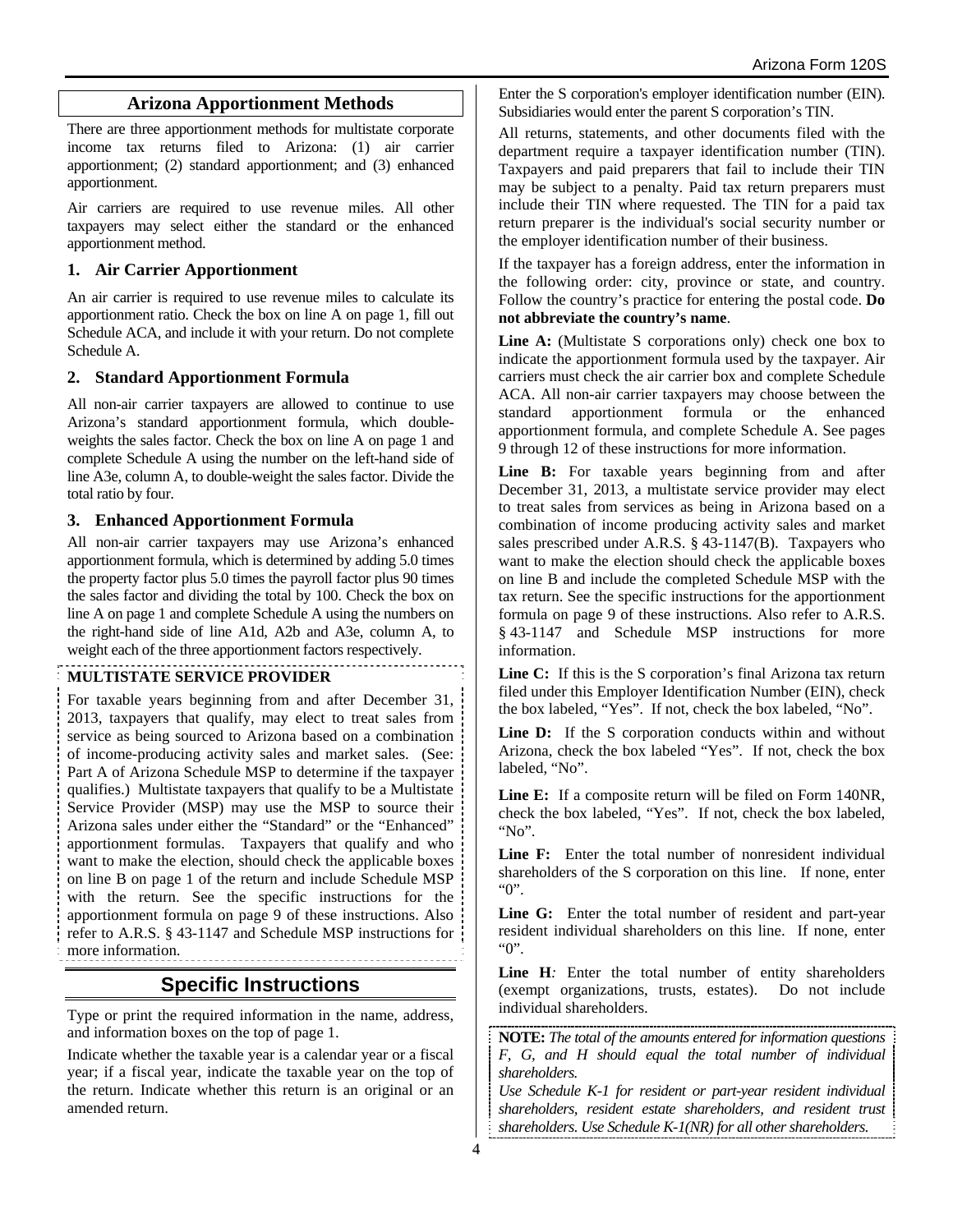## Arizona Apportionment Methods

There are three apportionment methods for multistate corporate income tax returns filed to Arizona: (1) air carrier apportionment; (2) standard apportionment; and (3) enhanced apportionment.

Air carriers are required to use revenue miles. All other taxpayers may select either the standard or the enhanced apportionment method.

### 1. Air Carrier Apportionment

An air carrier is required to use revenue miles to calculate its apportionment ratio. Check the box on line A on page 1, fill out Schedule ACA, and include it with your return. Do not complete Schedule A.

### 2. Standard Apportionment Formula

All non-air carrier taxpayers are allowed to continue to use Arizona's standard apportionment formula, which double-weights the sales factor. Check the box on line A on page 1 and complete Schedule A using the number on the left-hand side of line A3e, column A, to double-weight the sales factor. Divide the total ratio by four.

### 3. Enhanced Apportionment Formula

All non-air carrier taxpayers may use Arizona's enhanced apportionment formula, which is determined by adding 5.0 times the property factor plus 5.0 times the payroll factor plus 90 times the sales factor and dividing the total by 100. Check the box on line A on page 1 and complete Schedule A using the numbers on the right-hand side of line A1d, A2b and A3e, column A, to weight each of the three apportionment factors respectively.

**MULTISTATE SERVICE PROVIDER**

For taxable years beginning from and after December 31, 2013, taxpayers that qualify, may elect to treat sales from service as being sourced to Arizona based on a combination of income-producing activity sales and market sales. (See: Part A of Arizona Schedule MSP to determine if the taxpayer qualifies.) Multistate taxpayers that qualify to be a Multistate Service Provider (MSP) may use the MSP to source their Arizona sales under either the "Standard" or the "Enhanced" apportionment formulas. Taxpayers that qualify and who want to make the election, should check the applicable boxes on line B on page 1 of the return and include Schedule MSP with the return. See the specific instructions for the apportionment formula on page 9 of these instructions. Also refer to A.R.S. § 43-1147 and Schedule MSP instructions for more information.

## Specific Instructions

Type or print the required information in the name, address, and information boxes on the top of page 1.

Indicate whether the taxable year is a calendar year or a fiscal year; if a fiscal year, indicate the taxable year on the top of the return. Indicate whether this return is an original or an amended return.

Enter the S corporation's employer identification number (EIN). Subsidiaries would enter the parent S corporation's TIN.

All returns, statements, and other documents filed with the department require a taxpayer identification number (TIN). Taxpayers and paid preparers that fail to include their TIN may be subject to a penalty. Paid tax return preparers must include their TIN where requested. The TIN for a paid tax return preparer is the individual's social security number or the employer identification number of their business.

If the taxpayer has a foreign address, enter the information in the following order: city, province or state, and country. Follow the country's practice for entering the postal code. **Do not abbreviate the country's name**.

**Line A:** (Multistate S corporations only) check one box to indicate the apportionment formula used by the taxpayer. Air carriers must check the air carrier box and complete Schedule ACA. All non-air carrier taxpayers may choose between the standard apportionment formula or the enhanced apportionment formula, and complete Schedule A. See pages 9 through 12 of these instructions for more information.

**Line B:** For taxable years beginning from and after December 31, 2013, a multistate service provider may elect to treat sales from services as being in Arizona based on a combination of income producing activity sales and market sales prescribed under A.R.S. § 43-1147(B). Taxpayers who want to make the election should check the applicable boxes on line B and include the completed Schedule MSP with the tax return. See the specific instructions for the apportionment formula on page 9 of these instructions. Also refer to A.R.S. § 43-1147 and Schedule MSP instructions for more information.

**Line C:** If this is the S corporation's final Arizona tax return filed under this Employer Identification Number (EIN), check the box labeled, "Yes". If not, check the box labeled, "No".

**Line D:** If the S corporation conducts within and without Arizona, check the box labeled "Yes". If not, check the box labeled, "No".

**Line E:** If a composite return will be filed on Form 140NR, check the box labeled, "Yes". If not, check the box labeled, "No".

**Line F:** Enter the total number of nonresident individual shareholders of the S corporation on this line. If none, enter "0".

**Line G:** Enter the total number of resident and part-year resident individual shareholders on this line. If none, enter "0".

**Line H***:* Enter the total number of entity shareholders (exempt organizations, trusts, estates). Do not include individual shareholders.

**NOTE:** *The total of the amounts entered for information questions F, G, and H should equal the total number of individual shareholders.*

*Use Schedule K-1 for resident or part-year resident individual shareholders, resident estate shareholders, and resident trust shareholders. Use Schedule K-1(NR) for all other shareholders.*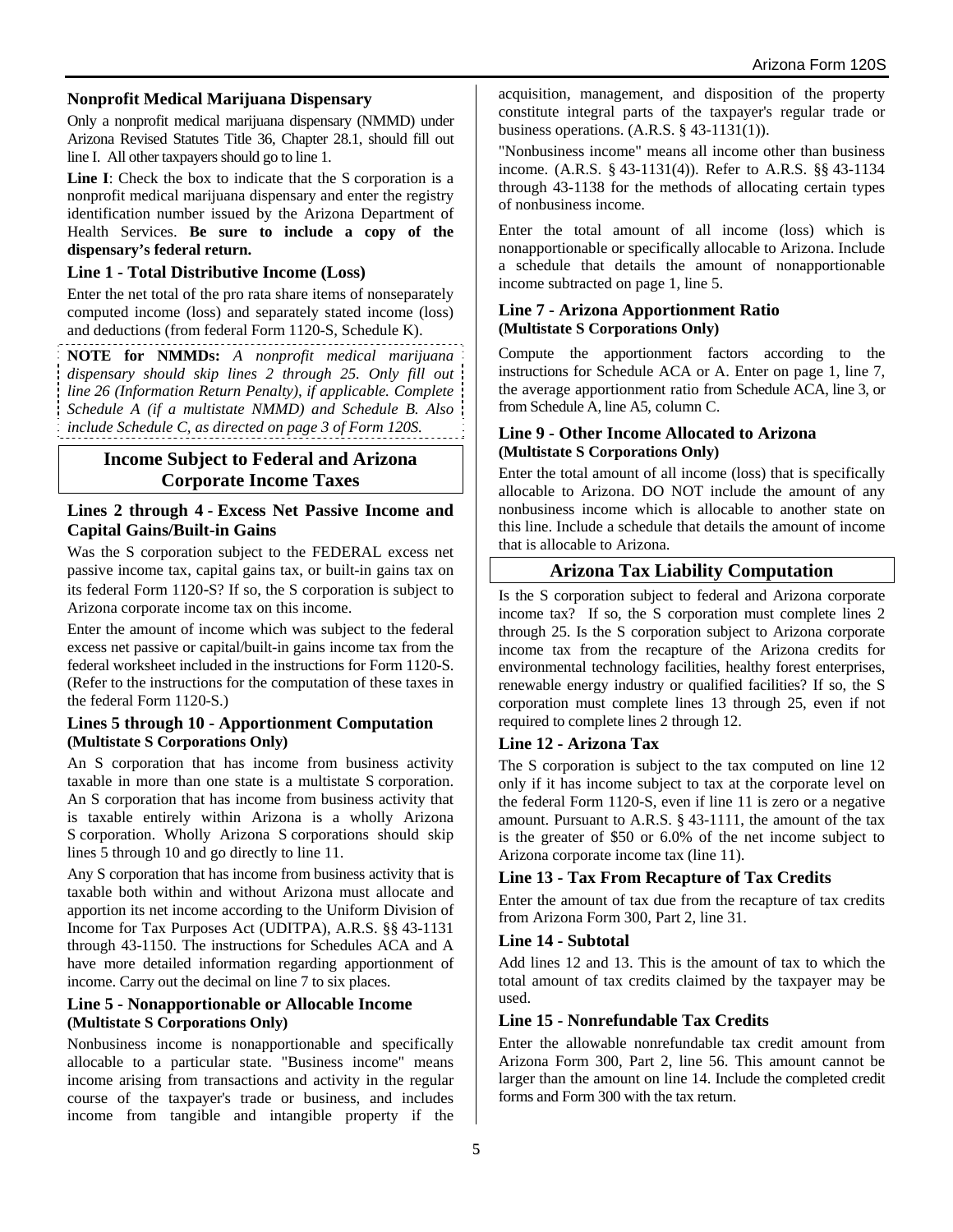### Nonprofit Medical Marijuana Dispensary

Only a nonprofit medical marijuana dispensary (NMMD) under Arizona Revised Statutes Title 36, Chapter 28.1, should fill out line I. All other taxpayers should go to line 1.

**Line I**: Check the box to indicate that the S corporation is a nonprofit medical marijuana dispensary and enter the registry identification number issued by the Arizona Department of Health Services. **Be sure to include a copy of the dispensary's federal return.**

### Line 1 - Total Distributive Income (Loss)

Enter the net total of the pro rata share items of nonseparately computed income (loss) and separately stated income (loss) and deductions (from federal Form 1120-S, Schedule K).

**NOTE for NMMDs:** *A nonprofit medical marijuana dispensary should skip lines 2 through 25. Only fill out line 26 (Information Return Penalty), if applicable. Complete Schedule A (if a multistate NMMD) and Schedule B. Also include Schedule C, as directed on page 3 of Form 120S.*

## Income Subject to Federal and Arizona Corporate Income Taxes

### Lines 2 through 4 - Excess Net Passive Income and Capital Gains/Built-in Gains

Was the S corporation subject to the FEDERAL excess net passive income tax, capital gains tax, or built-in gains tax on its federal Form 1120-S? If so, the S corporation is subject to Arizona corporate income tax on this income.

Enter the amount of income which was subject to the federal excess net passive or capital/built-in gains income tax from the federal worksheet included in the instructions for Form 1120-S. (Refer to the instructions for the computation of these taxes in the federal Form 1120-S.)

### Lines 5 through 10 - Apportionment Computation (Multistate S Corporations Only)

An S corporation that has income from business activity taxable in more than one state is a multistate S corporation. An S corporation that has income from business activity that is taxable entirely within Arizona is a wholly Arizona S corporation. Wholly Arizona S corporations should skip lines 5 through 10 and go directly to line 11.

Any S corporation that has income from business activity that is taxable both within and without Arizona must allocate and apportion its net income according to the Uniform Division of Income for Tax Purposes Act (UDITPA), A.R.S. §§ 43-1131 through 43-1150. The instructions for Schedules ACA and A have more detailed information regarding apportionment of income. Carry out the decimal on line 7 to six places.

### Line 5 - Nonapportionable or Allocable Income (Multistate S Corporations Only)

Nonbusiness income is nonapportionable and specifically allocable to a particular state. "Business income" means income arising from transactions and activity in the regular course of the taxpayer's trade or business, and includes income from tangible and intangible property if the acquisition, management, and disposition of the property constitute integral parts of the taxpayer's regular trade or business operations. (A.R.S. § 43-1131(1)).

"Nonbusiness income" means all income other than business income. (A.R.S. § 43-1131(4)). Refer to A.R.S. §§ 43-1134 through 43-1138 for the methods of allocating certain types of nonbusiness income.

Enter the total amount of all income (loss) which is nonapportionable or specifically allocable to Arizona. Include a schedule that details the amount of nonapportionable income subtracted on page 1, line 5.

### Line 7 - Arizona Apportionment Ratio (Multistate S Corporations Only)

Compute the apportionment factors according to the instructions for Schedule ACA or A. Enter on page 1, line 7, the average apportionment ratio from Schedule ACA, line 3, or from Schedule A, line A5, column C.

### Line 9 - Other Income Allocated to Arizona (Multistate S Corporations Only)

Enter the total amount of all income (loss) that is specifically allocable to Arizona. DO NOT include the amount of any nonbusiness income which is allocable to another state on this line. Include a schedule that details the amount of income that is allocable to Arizona.

## Arizona Tax Liability Computation

Is the S corporation subject to federal and Arizona corporate income tax? If so, the S corporation must complete lines 2 through 25. Is the S corporation subject to Arizona corporate income tax from the recapture of the Arizona credits for environmental technology facilities, healthy forest enterprises, renewable energy industry or qualified facilities? If so, the S corporation must complete lines 13 through 25, even if not required to complete lines 2 through 12.

### Line 12 - Arizona Tax

The S corporation is subject to the tax computed on line 12 only if it has income subject to tax at the corporate level on the federal Form 1120-S, even if line 11 is zero or a negative amount. Pursuant to A.R.S. § 43-1111, the amount of the tax is the greater of $50 or 6.0% of the net income subject to Arizona corporate income tax (line 11).

### Line 13 - Tax From Recapture of Tax Credits

Enter the amount of tax due from the recapture of tax credits from Arizona Form 300, Part 2, line 31.

### Line 14 - Subtotal

Add lines 12 and 13. This is the amount of tax to which the total amount of tax credits claimed by the taxpayer may be used.

### Line 15 - Nonrefundable Tax Credits

Enter the allowable nonrefundable tax credit amount from Arizona Form 300, Part 2, line 56. This amount cannot be larger than the amount on line 14. Include the completed credit forms and Form 300 with the tax return.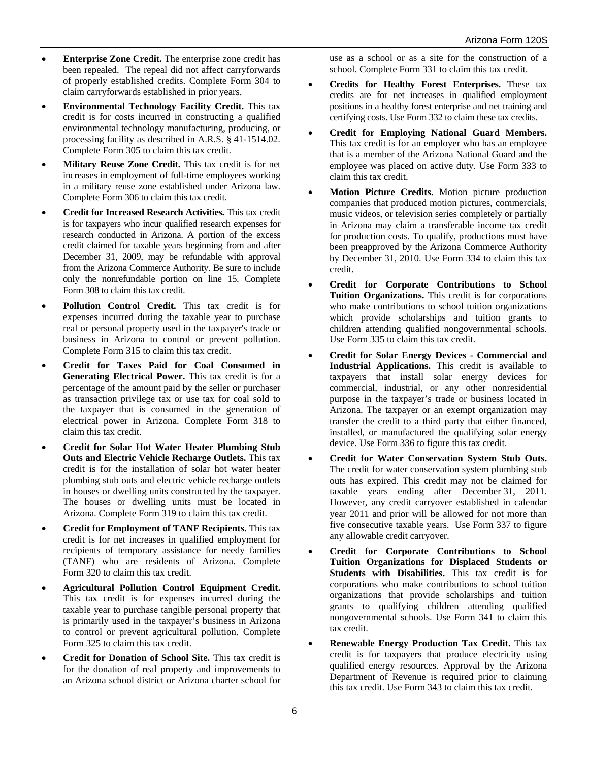- **Enterprise Zone Credit.** The enterprise zone credit has been repealed. The repeal did not affect carryforwards of properly established credits. Complete Form 304 to claim carryforwards established in prior years.
- **Environmental Technology Facility Credit.** This tax credit is for costs incurred in constructing a qualified environmental technology manufacturing, producing, or processing facility as described in A.R.S. § 41-1514.02. Complete Form 305 to claim this tax credit.
- **Military Reuse Zone Credit.** This tax credit is for net increases in employment of full-time employees working in a military reuse zone established under Arizona law. Complete Form 306 to claim this tax credit.
- **Credit for Increased Research Activities.** This tax credit is for taxpayers who incur qualified research expenses for research conducted in Arizona. A portion of the excess credit claimed for taxable years beginning from and after December 31, 2009, may be refundable with approval from the Arizona Commerce Authority. Be sure to include only the nonrefundable portion on line 15. Complete Form 308 to claim this tax credit.
- **Pollution Control Credit.** This tax credit is for expenses incurred during the taxable year to purchase real or personal property used in the taxpayer's trade or business in Arizona to control or prevent pollution. Complete Form 315 to claim this tax credit.
- **Credit for Taxes Paid for Coal Consumed in Generating Electrical Power.** This tax credit is for a percentage of the amount paid by the seller or purchaser as transaction privilege tax or use tax for coal sold to the taxpayer that is consumed in the generation of electrical power in Arizona. Complete Form 318 to claim this tax credit.
- **Credit for Solar Hot Water Heater Plumbing Stub Outs and Electric Vehicle Recharge Outlets.** This tax credit is for the installation of solar hot water heater plumbing stub outs and electric vehicle recharge outlets in houses or dwelling units constructed by the taxpayer. The houses or dwelling units must be located in Arizona. Complete Form 319 to claim this tax credit.
- **Credit for Employment of TANF Recipients.** This tax credit is for net increases in qualified employment for recipients of temporary assistance for needy families (TANF) who are residents of Arizona. Complete Form 320 to claim this tax credit.
- **Agricultural Pollution Control Equipment Credit.** This tax credit is for expenses incurred during the taxable year to purchase tangible personal property that is primarily used in the taxpayer's business in Arizona to control or prevent agricultural pollution. Complete Form 325 to claim this tax credit.
- **Credit for Donation of School Site.** This tax credit is for the donation of real property and improvements to an Arizona school district or Arizona charter school for use as a school or as a site for the construction of a school. Complete Form 331 to claim this tax credit.
- **Credits for Healthy Forest Enterprises.** These tax credits are for net increases in qualified employment positions in a healthy forest enterprise and net training and certifying costs. Use Form 332 to claim these tax credits.
- **Credit for Employing National Guard Members.** This tax credit is for an employer who has an employee that is a member of the Arizona National Guard and the employee was placed on active duty. Use Form 333 to claim this tax credit.
- **Motion Picture Credits.** Motion picture production companies that produced motion pictures, commercials, music videos, or television series completely or partially in Arizona may claim a transferable income tax credit for production costs. To qualify, productions must have been preapproved by the Arizona Commerce Authority by December 31, 2010. Use Form 334 to claim this tax credit.
- **Credit for Corporate Contributions to School Tuition Organizations.** This credit is for corporations who make contributions to school tuition organizations which provide scholarships and tuition grants to children attending qualified nongovernmental schools. Use Form 335 to claim this tax credit.
- **Credit for Solar Energy Devices - Commercial and Industrial Applications.** This credit is available to taxpayers that install solar energy devices for commercial, industrial, or any other nonresidential purpose in the taxpayer's trade or business located in Arizona. The taxpayer or an exempt organization may transfer the credit to a third party that either financed, installed, or manufactured the qualifying solar energy device. Use Form 336 to figure this tax credit.
- **Credit for Water Conservation System Stub Outs.** The credit for water conservation system plumbing stub outs has expired. This credit may not be claimed for taxable years ending after December 31, 2011. However, any credit carryover established in calendar year 2011 and prior will be allowed for not more than five consecutive taxable years. Use Form 337 to figure any allowable credit carryover.
- **Credit for Corporate Contributions to School Tuition Organizations for Displaced Students or Students with Disabilities.** This tax credit is for corporations who make contributions to school tuition organizations that provide scholarships and tuition grants to qualifying children attending qualified nongovernmental schools. Use Form 341 to claim this tax credit.
- **Renewable Energy Production Tax Credit.** This tax credit is for taxpayers that produce electricity using qualified energy resources. Approval by the Arizona Department of Revenue is required prior to claiming this tax credit. Use Form 343 to claim this tax credit.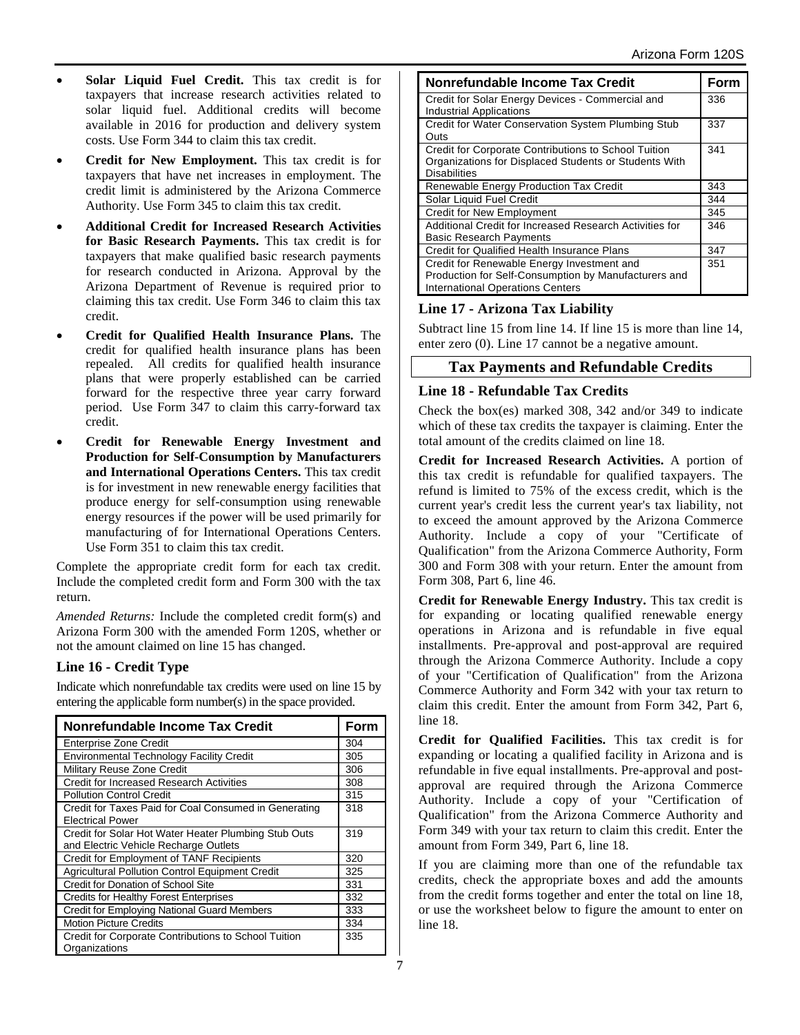- **Solar Liquid Fuel Credit.** This tax credit is for taxpayers that increase research activities related to solar liquid fuel. Additional credits will become available in 2016 for production and delivery system costs. Use Form 344 to claim this tax credit.
- **Credit for New Employment.** This tax credit is for taxpayers that have net increases in employment. The credit limit is administered by the Arizona Commerce Authority. Use Form 345 to claim this tax credit.
- **Additional Credit for Increased Research Activities for Basic Research Payments.** This tax credit is for taxpayers that make qualified basic research payments for research conducted in Arizona. Approval by the Arizona Department of Revenue is required prior to claiming this tax credit. Use Form 346 to claim this tax credit.
- **Credit for Qualified Health Insurance Plans.** The credit for qualified health insurance plans has been repealed. All credits for qualified health insurance plans that were properly established can be carried forward for the respective three year carry forward period. Use Form 347 to claim this carry-forward tax credit.
- **Credit for Renewable Energy Investment and Production for Self-Consumption by Manufacturers and International Operations Centers.** This tax credit is for investment in new renewable energy facilities that produce energy for self-consumption using renewable energy resources if the power will be used primarily for manufacturing of for International Operations Centers. Use Form 351 to claim this tax credit.

Complete the appropriate credit form for each tax credit. Include the completed credit form and Form 300 with the tax return.

*Amended Returns:* Include the completed credit form(s) and Arizona Form 300 with the amended Form 120S, whether or not the amount claimed on line 15 has changed.

### Line 16 - Credit Type

Indicate which nonrefundable tax credits were used on line 15 by entering the applicable form number(s) in the space provided.

| Nonrefundable Income Tax Credit | Form |
|---|---|
| Enterprise Zone Credit | 304 |
| Environmental Technology Facility Credit | 305 |
| Military Reuse Zone Credit | 306 |
| Credit for Increased Research Activities | 308 |
| Pollution Control Credit | 315 |
| Credit for Taxes Paid for Coal Consumed in Generating Electrical Power | 318 |
| Credit for Solar Hot Water Heater Plumbing Stub Outs and Electric Vehicle Recharge Outlets | 319 |
| Credit for Employment of TANF Recipients | 320 |
| Agricultural Pollution Control Equipment Credit | 325 |
| Credit for Donation of School Site | 331 |
| Credits for Healthy Forest Enterprises | 332 |
| Credit for Employing National Guard Members | 333 |
| Motion Picture Credits | 334 |
| Credit for Corporate Contributions to School Tuition Organizations | 335 |
| Credit for Solar Energy Devices - Commercial and Industrial Applications | 336 |
| Credit for Water Conservation System Plumbing Stub Outs | 337 |
| Credit for Corporate Contributions to School Tuition Organizations for Displaced Students or Students With Disabilities | 341 |
| Renewable Energy Production Tax Credit | 343 |
| Solar Liquid Fuel Credit | 344 |
| Credit for New Employment | 345 |
| Additional Credit for Increased Research Activities for Basic Research Payments | 346 |
| Credit for Qualified Health Insurance Plans | 347 |
| Credit for Renewable Energy Investment and Production for Self-Consumption by Manufacturers and International Operations Centers | 351 |

### Line 17 - Arizona Tax Liability

Subtract line 15 from line 14. If line 15 is more than line 14, enter zero (0). Line 17 cannot be a negative amount.

## Tax Payments and Refundable Credits

### Line 18 - Refundable Tax Credits

Check the box(es) marked 308, 342 and/or 349 to indicate which of these tax credits the taxpayer is claiming. Enter the total amount of the credits claimed on line 18.

**Credit for Increased Research Activities.** A portion of this tax credit is refundable for qualified taxpayers. The refund is limited to 75% of the excess credit, which is the current year's credit less the current year's tax liability, not to exceed the amount approved by the Arizona Commerce Authority. Include a copy of your "Certificate of Qualification" from the Arizona Commerce Authority, Form 300 and Form 308 with your return. Enter the amount from Form 308, Part 6, line 46.

**Credit for Renewable Energy Industry.** This tax credit is for expanding or locating qualified renewable energy operations in Arizona and is refundable in five equal installments. Pre-approval and post-approval are required through the Arizona Commerce Authority. Include a copy of your "Certification of Qualification" from the Arizona Commerce Authority and Form 342 with your tax return to claim this credit. Enter the amount from Form 342, Part 6, line 18.

**Credit for Qualified Facilities.** This tax credit is for expanding or locating a qualified facility in Arizona and is refundable in five equal installments. Pre-approval and post-approval are required through the Arizona Commerce Authority. Include a copy of your "Certification of Qualification" from the Arizona Commerce Authority and Form 349 with your tax return to claim this credit. Enter the amount from Form 349, Part 6, line 18.

If you are claiming more than one of the refundable tax credits, check the appropriate boxes and add the amounts from the credit forms together and enter the total on line 18, or use the worksheet below to figure the amount to enter on line 18.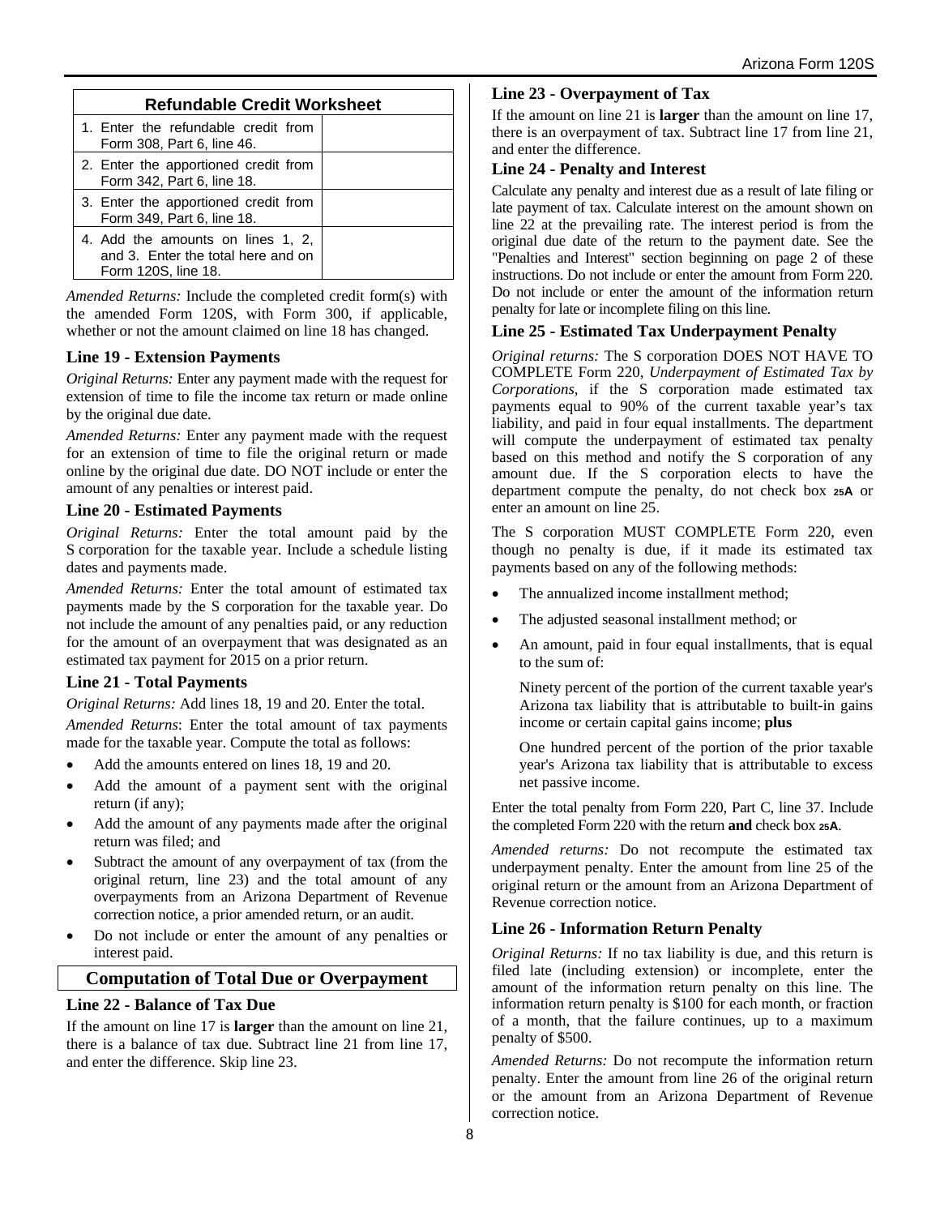| Refundable Credit Worksheet | |
|---|---|
| 1. Enter the refundable credit from Form 308, Part 6, line 46. | |
| 2. Enter the apportioned credit from Form 342, Part 6, line 18. | |
| 3. Enter the apportioned credit from Form 349, Part 6, line 18. | |
| 4. Add the amounts on lines 1, 2, and 3. Enter the total here and on Form 120S, line 18. | |

*Amended Returns:* Include the completed credit form(s) with the amended Form 120S, with Form 300, if applicable, whether or not the amount claimed on line 18 has changed.

### Line 19 - Extension Payments

*Original Returns:* Enter any payment made with the request for extension of time to file the income tax return or made online by the original due date.

*Amended Returns:* Enter any payment made with the request for an extension of time to file the original return or made online by the original due date. DO NOT include or enter the amount of any penalties or interest paid.

### Line 20 - Estimated Payments

*Original Returns:* Enter the total amount paid by the S corporation for the taxable year. Include a schedule listing dates and payments made.

*Amended Returns:* Enter the total amount of estimated tax payments made by the S corporation for the taxable year. Do not include the amount of any penalties paid, or any reduction for the amount of an overpayment that was designated as an estimated tax payment for 2015 on a prior return.

### Line 21 - Total Payments

*Original Returns:* Add lines 18, 19 and 20. Enter the total.

*Amended Returns*: Enter the total amount of tax payments made for the taxable year. Compute the total as follows:

- Add the amounts entered on lines 18, 19 and 20.
- Add the amount of a payment sent with the original return (if any);
- Add the amount of any payments made after the original return was filed; and
- Subtract the amount of any overpayment of tax (from the original return, line 23) and the total amount of any overpayments from an Arizona Department of Revenue correction notice, a prior amended return, or an audit.
- Do not include or enter the amount of any penalties or interest paid.

## Computation of Total Due or Overpayment

### Line 22 - Balance of Tax Due

If the amount on line 17 is **larger** than the amount on line 21, there is a balance of tax due. Subtract line 21 from line 17, and enter the difference. Skip line 23.

### Line 23 - Overpayment of Tax

If the amount on line 21 is **larger** than the amount on line 17, there is an overpayment of tax. Subtract line 17 from line 21, and enter the difference.

### Line 24 - Penalty and Interest

Calculate any penalty and interest due as a result of late filing or late payment of tax. Calculate interest on the amount shown on line 22 at the prevailing rate. The interest period is from the original due date of the return to the payment date. See the "Penalties and Interest" section beginning on page 2 of these instructions. Do not include or enter the amount from Form 220. Do not include or enter the amount of the information return penalty for late or incomplete filing on this line.

### Line 25 - Estimated Tax Underpayment Penalty

*Original returns:* The S corporation DOES NOT HAVE TO COMPLETE Form 220, *Underpayment of Estimated Tax by Corporations,* if the S corporation made estimated tax payments equal to 90% of the current taxable year's tax liability, and paid in four equal installments. The department will compute the underpayment of estimated tax penalty based on this method and notify the S corporation of any amount due. If the S corporation elects to have the department compute the penalty, do not check box **25A** or enter an amount on line 25.

The S corporation MUST COMPLETE Form 220, even though no penalty is due, if it made its estimated tax payments based on any of the following methods:

- The annualized income installment method;
- The adjusted seasonal installment method; or
- An amount, paid in four equal installments, that is equal to the sum of:

  Ninety percent of the portion of the current taxable year's Arizona tax liability that is attributable to built-in gains income or certain capital gains income; **plus**

  One hundred percent of the portion of the prior taxable year's Arizona tax liability that is attributable to excess net passive income.

Enter the total penalty from Form 220, Part C, line 37. Include the completed Form 220 with the return **and** check box **25A**.

*Amended returns:* Do not recompute the estimated tax underpayment penalty. Enter the amount from line 25 of the original return or the amount from an Arizona Department of Revenue correction notice.

### Line 26 - Information Return Penalty

*Original Returns:* If no tax liability is due, and this return is filed late (including extension) or incomplete, enter the amount of the information return penalty on this line. The information return penalty is $100 for each month, or fraction of a month, that the failure continues, up to a maximum penalty of $500.

*Amended Returns:* Do not recompute the information return penalty. Enter the amount from line 26 of the original return or the amount from an Arizona Department of Revenue correction notice.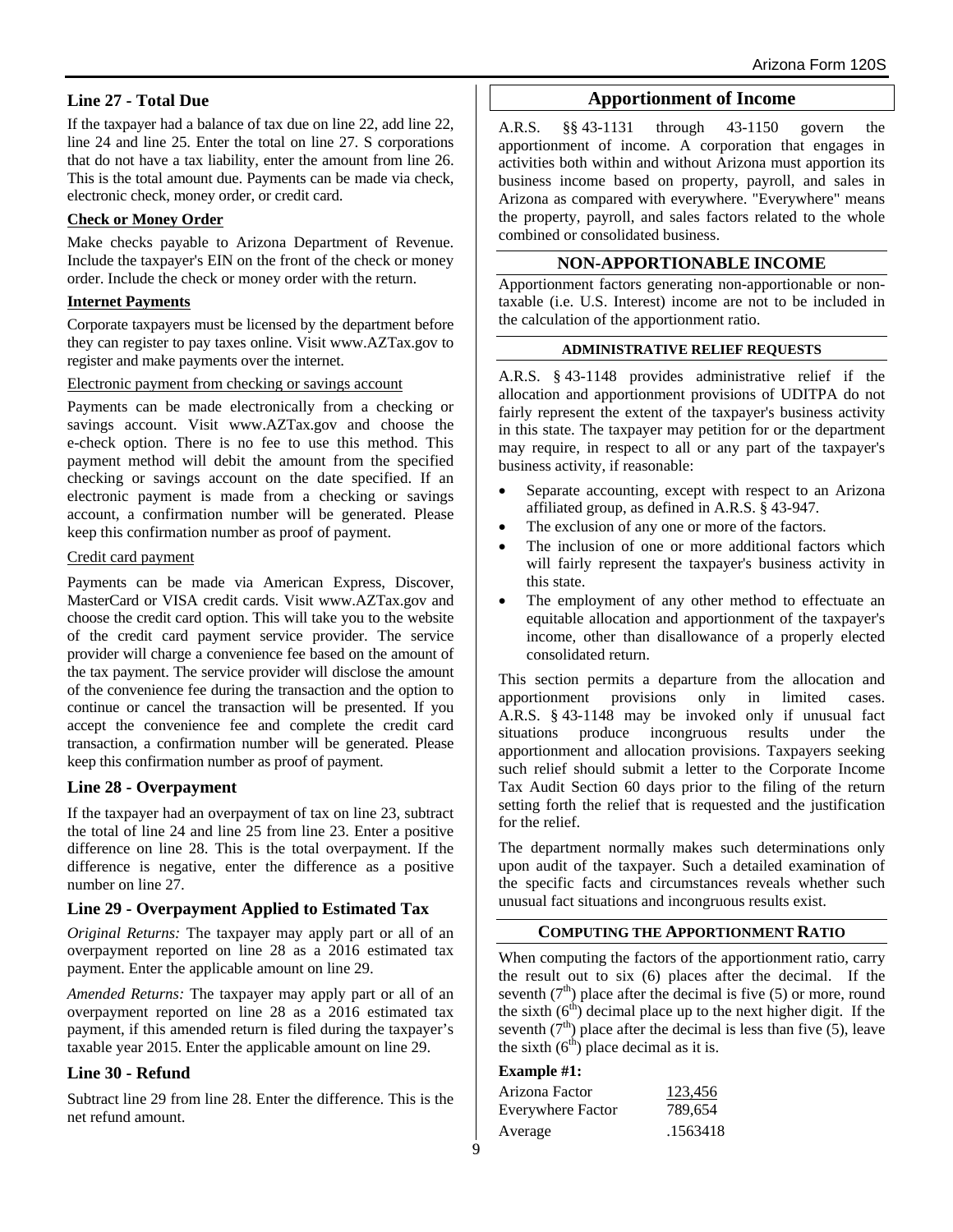### Line 27 - Total Due

If the taxpayer had a balance of tax due on line 22, add line 22, line 24 and line 25. Enter the total on line 27. S corporations that do not have a tax liability, enter the amount from line 26. This is the total amount due. Payments can be made via check, electronic check, money order, or credit card.

**Check or Money Order**

Make checks payable to Arizona Department of Revenue. Include the taxpayer's EIN on the front of the check or money order. Include the check or money order with the return.

**Internet Payments**

Corporate taxpayers must be licensed by the department before they can register to pay taxes online. Visit www.AZTax.gov to register and make payments over the internet.

Electronic payment from checking or savings account

Payments can be made electronically from a checking or savings account. Visit www.AZTax.gov and choose the e-check option. There is no fee to use this method. This payment method will debit the amount from the specified checking or savings account on the date specified. If an electronic payment is made from a checking or savings account, a confirmation number will be generated. Please keep this confirmation number as proof of payment.

Credit card payment

Payments can be made via American Express, Discover, MasterCard or VISA credit cards. Visit www.AZTax.gov and choose the credit card option. This will take you to the website of the credit card payment service provider. The service provider will charge a convenience fee based on the amount of the tax payment. The service provider will disclose the amount of the convenience fee during the transaction and the option to continue or cancel the transaction will be presented. If you accept the convenience fee and complete the credit card transaction, a confirmation number will be generated. Please keep this confirmation number as proof of payment.

### Line 28 - Overpayment

If the taxpayer had an overpayment of tax on line 23, subtract the total of line 24 and line 25 from line 23. Enter a positive difference on line 28. This is the total overpayment. If the difference is negative, enter the difference as a positive number on line 27.

### Line 29 - Overpayment Applied to Estimated Tax

*Original Returns:* The taxpayer may apply part or all of an overpayment reported on line 28 as a 2016 estimated tax payment. Enter the applicable amount on line 29.

*Amended Returns:* The taxpayer may apply part or all of an overpayment reported on line 28 as a 2016 estimated tax payment, if this amended return is filed during the taxpayer's taxable year 2015. Enter the applicable amount on line 29.

### Line 30 - Refund

Subtract line 29 from line 28. Enter the difference. This is the net refund amount.

## Apportionment of Income

A.R.S. §§ 43-1131 through 43-1150 govern the apportionment of income. A corporation that engages in activities both within and without Arizona must apportion its business income based on property, payroll, and sales in Arizona as compared with everywhere. "Everywhere" means the property, payroll, and sales factors related to the whole combined or consolidated business.

### NON-APPORTIONABLE INCOME

Apportionment factors generating non-apportionable or non-taxable (i.e. U.S. Interest) income are not to be included in the calculation of the apportionment ratio.

#### ADMINISTRATIVE RELIEF REQUESTS

A.R.S. § 43-1148 provides administrative relief if the allocation and apportionment provisions of UDITPA do not fairly represent the extent of the taxpayer's business activity in this state. The taxpayer may petition for or the department may require, in respect to all or any part of the taxpayer's business activity, if reasonable:

- Separate accounting, except with respect to an Arizona affiliated group, as defined in A.R.S. § 43-947.
- The exclusion of any one or more of the factors.
- The inclusion of one or more additional factors which will fairly represent the taxpayer's business activity in this state.
- The employment of any other method to effectuate an equitable allocation and apportionment of the taxpayer's income, other than disallowance of a properly elected consolidated return.

This section permits a departure from the allocation and apportionment provisions only in limited cases. A.R.S. § 43-1148 may be invoked only if unusual fact situations produce incongruous results under the apportionment and allocation provisions. Taxpayers seeking such relief should submit a letter to the Corporate Income Tax Audit Section 60 days prior to the filing of the return setting forth the relief that is requested and the justification for the relief.

The department normally makes such determinations only upon audit of the taxpayer. Such a detailed examination of the specific facts and circumstances reveals whether such unusual fact situations and incongruous results exist.

#### COMPUTING THE APPORTIONMENT RATIO

When computing the factors of the apportionment ratio, carry the result out to six (6) places after the decimal. If the seventh ($7^{th}$) place after the decimal is five (5) or more, round the sixth ($6^{th}$) decimal place up to the next higher digit. If the seventh ($7^{th}$) place after the decimal is less than five (5), leave the sixth ($6^{th}$) place decimal as it is.

**Example #1:**

| | |
|---|---|
| Arizona Factor | 123,456 |
| Everywhere Factor | 789,654 |
| Average | .1563418 |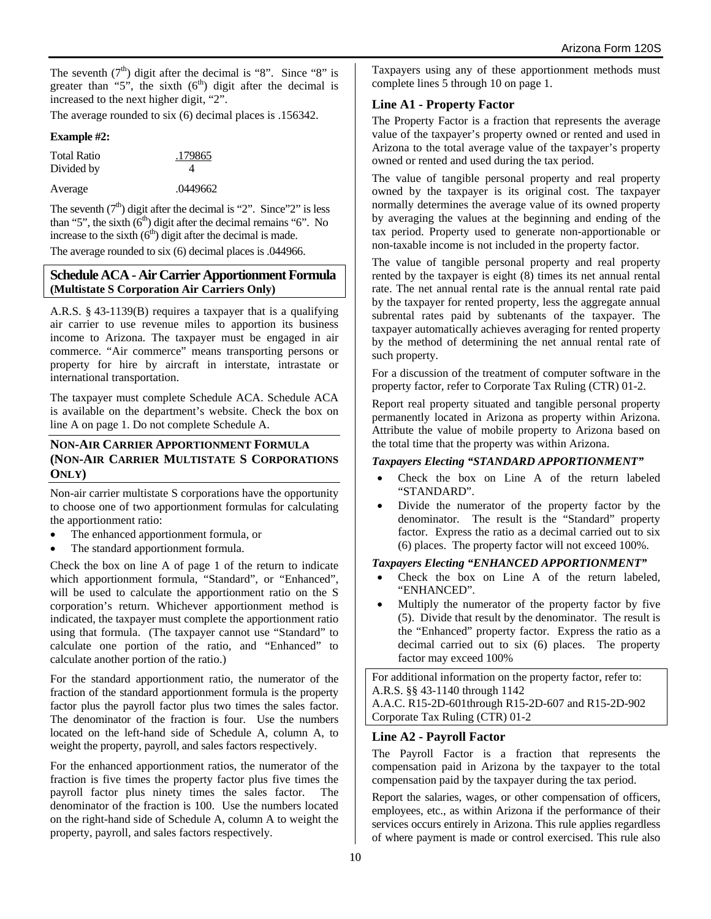The seventh ($7^{th}$) digit after the decimal is "8". Since "8" is greater than "5", the sixth ($6^{th}$) digit after the decimal is increased to the next higher digit, "2".

The average rounded to six (6) decimal places is .156342.

**Example #2:**

| | |
|---|---|
| Total Ratio | .179865 |
| Divided by | 4 |
| Average | .0449662 |

The seventh ($7^{th}$) digit after the decimal is "2". Since"2" is less than "5", the sixth ($6^{th}$) digit after the decimal remains "6". No increase to the sixth ($6^{th}$) digit after the decimal is made.

The average rounded to six (6) decimal places is .044966.

## Schedule ACA - Air Carrier Apportionment Formula
**(Multistate S Corporation Air Carriers Only)**

A.R.S. § 43-1139(B) requires a taxpayer that is a qualifying air carrier to use revenue miles to apportion its business income to Arizona. The taxpayer must be engaged in air commerce. "Air commerce" means transporting persons or property for hire by aircraft in interstate, intrastate or international transportation.

The taxpayer must complete Schedule ACA. Schedule ACA is available on the department's website. Check the box on line A on page 1. Do not complete Schedule A.

## NON-AIR CARRIER APPORTIONMENT FORMULA (NON-AIR CARRIER MULTISTATE S CORPORATIONS ONLY)

Non-air carrier multistate S corporations have the opportunity to choose one of two apportionment formulas for calculating the apportionment ratio:

- The enhanced apportionment formula, or
- The standard apportionment formula.

Check the box on line A of page 1 of the return to indicate which apportionment formula, "Standard", or "Enhanced", will be used to calculate the apportionment ratio on the S corporation's return. Whichever apportionment method is indicated, the taxpayer must complete the apportionment ratio using that formula. (The taxpayer cannot use "Standard" to calculate one portion of the ratio, and "Enhanced" to calculate another portion of the ratio.)

For the standard apportionment ratio, the numerator of the fraction of the standard apportionment formula is the property factor plus the payroll factor plus two times the sales factor. The denominator of the fraction is four. Use the numbers located on the left-hand side of Schedule A, column A, to weight the property, payroll, and sales factors respectively.

For the enhanced apportionment ratios, the numerator of the fraction is five times the property factor plus five times the payroll factor plus ninety times the sales factor. The denominator of the fraction is 100. Use the numbers located on the right-hand side of Schedule A, column A to weight the property, payroll, and sales factors respectively.

Taxpayers using any of these apportionment methods must complete lines 5 through 10 on page 1.

### Line A1 - Property Factor

The Property Factor is a fraction that represents the average value of the taxpayer's property owned or rented and used in Arizona to the total average value of the taxpayer's property owned or rented and used during the tax period.

The value of tangible personal property and real property owned by the taxpayer is its original cost. The taxpayer normally determines the average value of its owned property by averaging the values at the beginning and ending of the tax period. Property used to generate non-apportionable or non-taxable income is not included in the property factor.

The value of tangible personal property and real property rented by the taxpayer is eight (8) times its net annual rental rate. The net annual rental rate is the annual rental rate paid by the taxpayer for rented property, less the aggregate annual subrental rates paid by subtenants of the taxpayer. The taxpayer automatically achieves averaging for rented property by the method of determining the net annual rental rate of such property.

For a discussion of the treatment of computer software in the property factor, refer to Corporate Tax Ruling (CTR) 01-2.

Report real property situated and tangible personal property permanently located in Arizona as property within Arizona. Attribute the value of mobile property to Arizona based on the total time that the property was within Arizona.

***Taxpayers Electing "STANDARD APPORTIONMENT"***

- Check the box on Line A of the return labeled "STANDARD".
- Divide the numerator of the property factor by the denominator. The result is the "Standard" property factor. Express the ratio as a decimal carried out to six (6) places. The property factor will not exceed 100%.

***Taxpayers Electing "ENHANCED APPORTIONMENT"***

- Check the box on Line A of the return labeled, "ENHANCED".
- Multiply the numerator of the property factor by five (5). Divide that result by the denominator. The result is the "Enhanced" property factor. Express the ratio as a decimal carried out to six (6) places. The property factor may exceed 100%

For additional information on the property factor, refer to:
A.R.S. §§ 43-1140 through 1142
A.A.C. R15-2D-601through R15-2D-607 and R15-2D-902
Corporate Tax Ruling (CTR) 01-2

### Line A2 - Payroll Factor

The Payroll Factor is a fraction that represents the compensation paid in Arizona by the taxpayer to the total compensation paid by the taxpayer during the tax period.

Report the salaries, wages, or other compensation of officers, employees, etc., as within Arizona if the performance of their services occurs entirely in Arizona. This rule applies regardless of where payment is made or control exercised. This rule also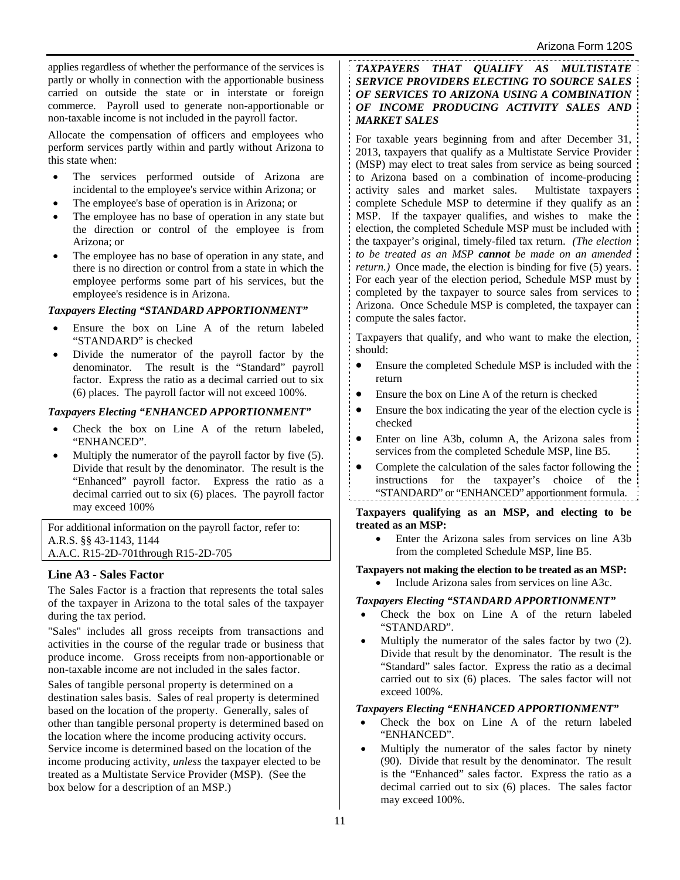applies regardless of whether the performance of the services is partly or wholly in connection with the apportionable business carried on outside the state or in interstate or foreign commerce. Payroll used to generate non-apportionable or non-taxable income is not included in the payroll factor.

Allocate the compensation of officers and employees who perform services partly within and partly without Arizona to this state when:

- The services performed outside of Arizona are incidental to the employee's service within Arizona; or
- The employee's base of operation is in Arizona; or
- The employee has no base of operation in any state but the direction or control of the employee is from Arizona; or
- The employee has no base of operation in any state, and there is no direction or control from a state in which the employee performs some part of his services, but the employee's residence is in Arizona.

***Taxpayers Electing "STANDARD APPORTIONMENT"***

- Ensure the box on Line A of the return labeled "STANDARD" is checked
- Divide the numerator of the payroll factor by the denominator. The result is the "Standard" payroll factor. Express the ratio as a decimal carried out to six (6) places. The payroll factor will not exceed 100%.

***Taxpayers Electing "ENHANCED APPORTIONMENT"***

- Check the box on Line A of the return labeled, "ENHANCED".
- Multiply the numerator of the payroll factor by five (5). Divide that result by the denominator. The result is the "Enhanced" payroll factor. Express the ratio as a decimal carried out to six (6) places. The payroll factor may exceed 100%

For additional information on the payroll factor, refer to:
A.R.S. §§ 43-1143, 1144
A.A.C. R15-2D-701through R15-2D-705

### Line A3 - Sales Factor

The Sales Factor is a fraction that represents the total sales of the taxpayer in Arizona to the total sales of the taxpayer during the tax period.

"Sales" includes all gross receipts from transactions and activities in the course of the regular trade or business that produce income. Gross receipts from non-apportionable or non-taxable income are not included in the sales factor.

Sales of tangible personal property is determined on a destination sales basis. Sales of real property is determined based on the location of the property. Generally, sales of other than tangible personal property is determined based on the location where the income producing activity occurs. Service income is determined based on the location of the income producing activity, *unless* the taxpayer elected to be treated as a Multistate Service Provider (MSP). (See the box below for a description of an MSP.)

***TAXPAYERS THAT QUALIFY AS MULTISTATE SERVICE PROVIDERS ELECTING TO SOURCE SALES OF SERVICES TO ARIZONA USING A COMBINATION OF INCOME PRODUCING ACTIVITY SALES AND MARKET SALES***

For taxable years beginning from and after December 31, 2013, taxpayers that qualify as a Multistate Service Provider (MSP) may elect to treat sales from service as being sourced to Arizona based on a combination of income-producing activity sales and market sales. Multistate taxpayers complete Schedule MSP to determine if they qualify as an MSP. If the taxpayer qualifies, and wishes to make the election, the completed Schedule MSP must be included with the taxpayer's original, timely-filed tax return. *(The election to be treated as an MSP **cannot** be made on an amended return.)* Once made, the election is binding for five (5) years. For each year of the election period, Schedule MSP must by completed by the taxpayer to source sales from services to Arizona. Once Schedule MSP is completed, the taxpayer can compute the sales factor.

Taxpayers that qualify, and who want to make the election, should:

- Ensure the completed Schedule MSP is included with the return
- Ensure the box on Line A of the return is checked
- Ensure the box indicating the year of the election cycle is checked
- Enter on line A3b, column A, the Arizona sales from services from the completed Schedule MSP, line B5.
- Complete the calculation of the sales factor following the instructions for the taxpayer's choice of the "STANDARD" or "ENHANCED" apportionment formula.

**Taxpayers qualifying as an MSP, and electing to be treated as an MSP:**

- Enter the Arizona sales from services on line A3b from the completed Schedule MSP, line B5.

**Taxpayers not making the election to be treated as an MSP:**

- Include Arizona sales from services on line A3c.

***Taxpayers Electing "STANDARD APPORTIONMENT"***

- Check the box on Line A of the return labeled "STANDARD".
- Multiply the numerator of the sales factor by two (2). Divide that result by the denominator. The result is the "Standard" sales factor. Express the ratio as a decimal carried out to six (6) places. The sales factor will not exceed 100%.

***Taxpayers Electing "ENHANCED APPORTIONMENT"***

- Check the box on Line A of the return labeled "ENHANCED".
- Multiply the numerator of the sales factor by ninety (90). Divide that result by the denominator. The result is the "Enhanced" sales factor. Express the ratio as a decimal carried out to six (6) places. The sales factor may exceed 100%.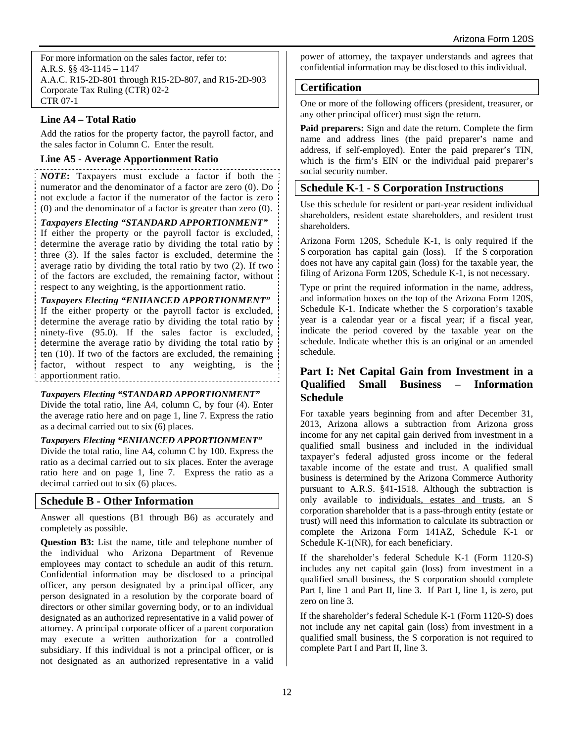For more information on the sales factor, refer to:
A.R.S. §§ 43-1145 – 1147
A.A.C. R15-2D-801 through R15-2D-807, and R15-2D-903
Corporate Tax Ruling (CTR) 02-2
CTR 07-1

### Line A4 – Total Ratio

Add the ratios for the property factor, the payroll factor, and the sales factor in Column C. Enter the result.

### Line A5 - Average Apportionment Ratio

***NOTE*:** Taxpayers must exclude a factor if both the numerator and the denominator of a factor are zero (0). Do not exclude a factor if the numerator of the factor is zero (0) and the denominator of a factor is greater than zero (0).

***Taxpayers Electing "STANDARD APPORTIONMENT"***
If either the property or the payroll factor is excluded, determine the average ratio by dividing the total ratio by three (3). If the sales factor is excluded, determine the average ratio by dividing the total ratio by two (2). If two of the factors are excluded, the remaining factor, without respect to any weighting, is the apportionment ratio.

***Taxpayers Electing "ENHANCED APPORTIONMENT"***
If the either property or the payroll factor is excluded, determine the average ratio by dividing the total ratio by ninety-five (95.0). If the sales factor is excluded, determine the average ratio by dividing the total ratio by ten (10). If two of the factors are excluded, the remaining factor, without respect to any weighting, is the apportionment ratio.

***Taxpayers Electing "STANDARD APPORTIONMENT"***
Divide the total ratio, line A4, column C, by four (4). Enter the average ratio here and on page 1, line 7. Express the ratio as a decimal carried out to six (6) places.

***Taxpayers Electing "ENHANCED APPORTIONMENT"***
Divide the total ratio, line A4, column C by 100. Express the ratio as a decimal carried out to six places. Enter the average ratio here and on page 1, line 7. Express the ratio as a decimal carried out to six (6) places.

## Schedule B - Other Information

Answer all questions (B1 through B6) as accurately and completely as possible.

**Question B3:** List the name, title and telephone number of the individual who Arizona Department of Revenue employees may contact to schedule an audit of this return. Confidential information may be disclosed to a principal officer, any person designated by a principal officer, any person designated in a resolution by the corporate board of directors or other similar governing body, or to an individual designated as an authorized representative in a valid power of attorney. A principal corporate officer of a parent corporation may execute a written authorization for a controlled subsidiary. If this individual is not a principal officer, or is not designated as an authorized representative in a valid power of attorney, the taxpayer understands and agrees that confidential information may be disclosed to this individual.

## Certification

One or more of the following officers (president, treasurer, or any other principal officer) must sign the return.

**Paid preparers:** Sign and date the return. Complete the firm name and address lines (the paid preparer's name and address, if self-employed). Enter the paid preparer's TIN, which is the firm's EIN or the individual paid preparer's social security number.

## Schedule K-1 - S Corporation Instructions

Use this schedule for resident or part-year resident individual shareholders, resident estate shareholders, and resident trust shareholders.

Arizona Form 120S, Schedule K-1, is only required if the S corporation has capital gain (loss). If the S corporation does not have any capital gain (loss) for the taxable year, the filing of Arizona Form 120S, Schedule K-1, is not necessary.

Type or print the required information in the name, address, and information boxes on the top of the Arizona Form 120S, Schedule K-1. Indicate whether the S corporation's taxable year is a calendar year or a fiscal year; if a fiscal year, indicate the period covered by the taxable year on the schedule. Indicate whether this is an original or an amended schedule.

## Part I: Net Capital Gain from Investment in a Qualified Small Business – Information Schedule

For taxable years beginning from and after December 31, 2013, Arizona allows a subtraction from Arizona gross income for any net capital gain derived from investment in a qualified small business and included in the individual taxpayer's federal adjusted gross income or the federal taxable income of the estate and trust. A qualified small business is determined by the Arizona Commerce Authority pursuant to A.R.S. §41-1518. Although the subtraction is only available to individuals, estates and trusts, an S corporation shareholder that is a pass-through entity (estate or trust) will need this information to calculate its subtraction or complete the Arizona Form 141AZ, Schedule K-1 or Schedule K-1(NR), for each beneficiary.

If the shareholder's federal Schedule K-1 (Form 1120-S) includes any net capital gain (loss) from investment in a qualified small business, the S corporation should complete Part I, line 1 and Part II, line 3. If Part I, line 1, is zero, put zero on line 3.

If the shareholder's federal Schedule K-1 (Form 1120-S) does not include any net capital gain (loss) from investment in a qualified small business, the S corporation is not required to complete Part I and Part II, line 3.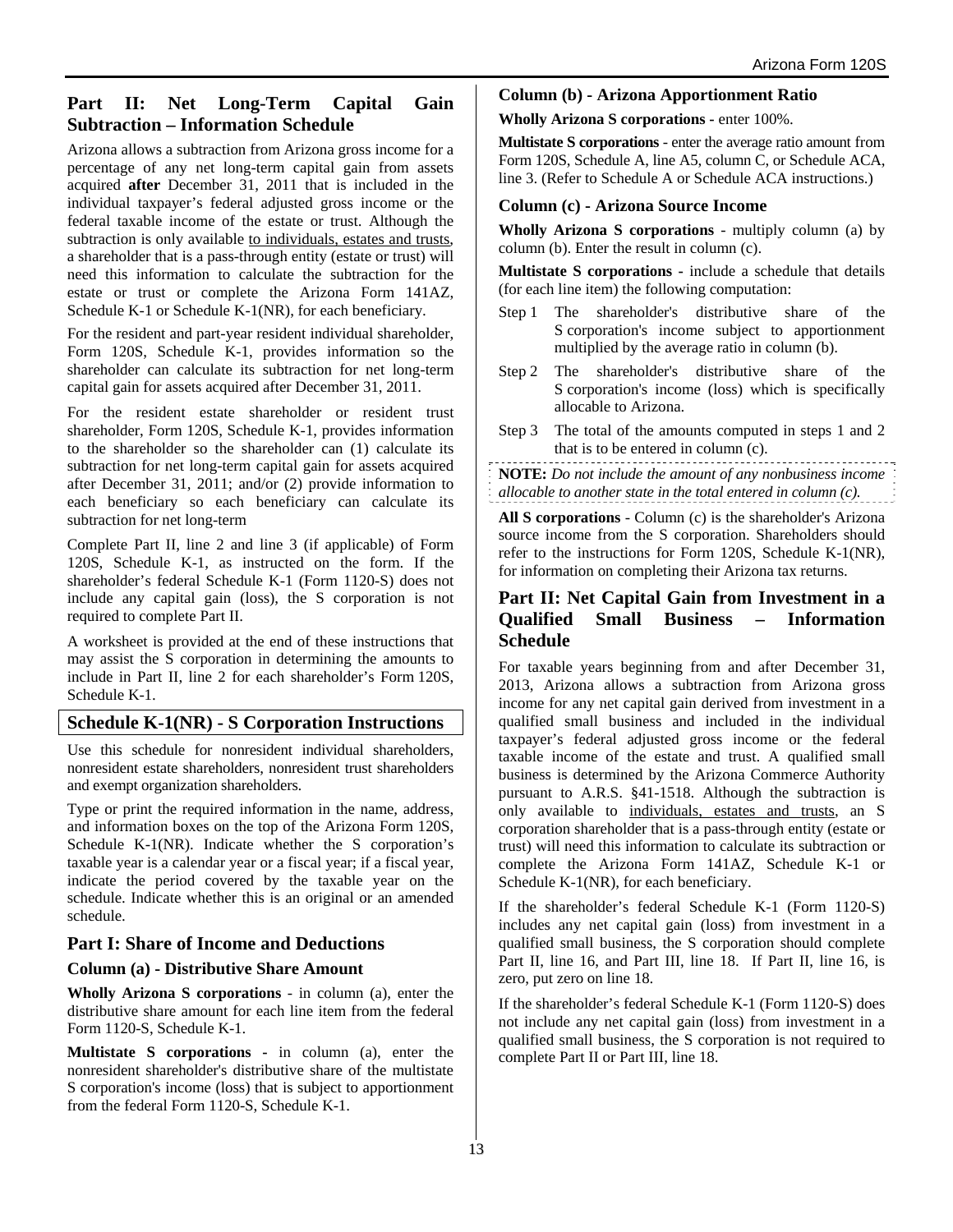## Part II: Net Long-Term Capital Gain Subtraction – Information Schedule

Arizona allows a subtraction from Arizona gross income for a percentage of any net long-term capital gain from assets acquired **after** December 31, 2011 that is included in the individual taxpayer's federal adjusted gross income or the federal taxable income of the estate or trust. Although the subtraction is only available to individuals, estates and trusts, a shareholder that is a pass-through entity (estate or trust) will need this information to calculate the subtraction for the estate or trust or complete the Arizona Form 141AZ, Schedule K-1 or Schedule K-1(NR), for each beneficiary.

For the resident and part-year resident individual shareholder, Form 120S, Schedule K-1, provides information so the shareholder can calculate its subtraction for net long-term capital gain for assets acquired after December 31, 2011.

For the resident estate shareholder or resident trust shareholder, Form 120S, Schedule K-1, provides information to the shareholder so the shareholder can (1) calculate its subtraction for net long-term capital gain for assets acquired after December 31, 2011; and/or (2) provide information to each beneficiary so each beneficiary can calculate its subtraction for net long-term

Complete Part II, line 2 and line 3 (if applicable) of Form 120S, Schedule K-1, as instructed on the form. If the shareholder's federal Schedule K-1 (Form 1120-S) does not include any capital gain (loss), the S corporation is not required to complete Part II.

A worksheet is provided at the end of these instructions that may assist the S corporation in determining the amounts to include in Part II, line 2 for each shareholder's Form 120S, Schedule K-1.

## Schedule K-1(NR) - S Corporation Instructions

Use this schedule for nonresident individual shareholders, nonresident estate shareholders, nonresident trust shareholders and exempt organization shareholders.

Type or print the required information in the name, address, and information boxes on the top of the Arizona Form 120S, Schedule K-1(NR). Indicate whether the S corporation's taxable year is a calendar year or a fiscal year; if a fiscal year, indicate the period covered by the taxable year on the schedule. Indicate whether this is an original or an amended schedule.

## Part I: Share of Income and Deductions

### Column (a) - Distributive Share Amount

**Wholly Arizona S corporations** - in column (a), enter the distributive share amount for each line item from the federal Form 1120-S, Schedule K-1.

**Multistate S corporations** - in column (a), enter the nonresident shareholder's distributive share of the multistate S corporation's income (loss) that is subject to apportionment from the federal Form 1120-S, Schedule K-1.

### Column (b) - Arizona Apportionment Ratio

**Wholly Arizona S corporations** - enter 100%.

**Multistate S corporations** - enter the average ratio amount from Form 120S, Schedule A, line A5, column C, or Schedule ACA, line 3. (Refer to Schedule A or Schedule ACA instructions.)

### Column (c) - Arizona Source Income

**Wholly Arizona S corporations** - multiply column (a) by column (b). Enter the result in column (c).

**Multistate S corporations** - include a schedule that details (for each line item) the following computation:

- Step 1 The shareholder's distributive share of the S corporation's income subject to apportionment multiplied by the average ratio in column (b).
- Step 2 The shareholder's distributive share of the S corporation's income (loss) which is specifically allocable to Arizona.
- Step 3 The total of the amounts computed in steps 1 and 2 that is to be entered in column (c).

**NOTE:** *Do not include the amount of any nonbusiness income allocable to another state in the total entered in column (c).*

**All S corporations** - Column (c) is the shareholder's Arizona source income from the S corporation. Shareholders should refer to the instructions for Form 120S, Schedule K-1(NR), for information on completing their Arizona tax returns.

## Part II: Net Capital Gain from Investment in a Qualified Small Business – Information Schedule

For taxable years beginning from and after December 31, 2013, Arizona allows a subtraction from Arizona gross income for any net capital gain derived from investment in a qualified small business and included in the individual taxpayer's federal adjusted gross income or the federal taxable income of the estate and trust. A qualified small business is determined by the Arizona Commerce Authority pursuant to A.R.S. §41-1518. Although the subtraction is only available to individuals, estates and trusts, an S corporation shareholder that is a pass-through entity (estate or trust) will need this information to calculate its subtraction or complete the Arizona Form 141AZ, Schedule K-1 or Schedule K-1(NR), for each beneficiary.

If the shareholder's federal Schedule K-1 (Form 1120-S) includes any net capital gain (loss) from investment in a qualified small business, the S corporation should complete Part II, line 16, and Part III, line 18. If Part II, line 16, is zero, put zero on line 18.

If the shareholder's federal Schedule K-1 (Form 1120-S) does not include any net capital gain (loss) from investment in a qualified small business, the S corporation is not required to complete Part II or Part III, line 18.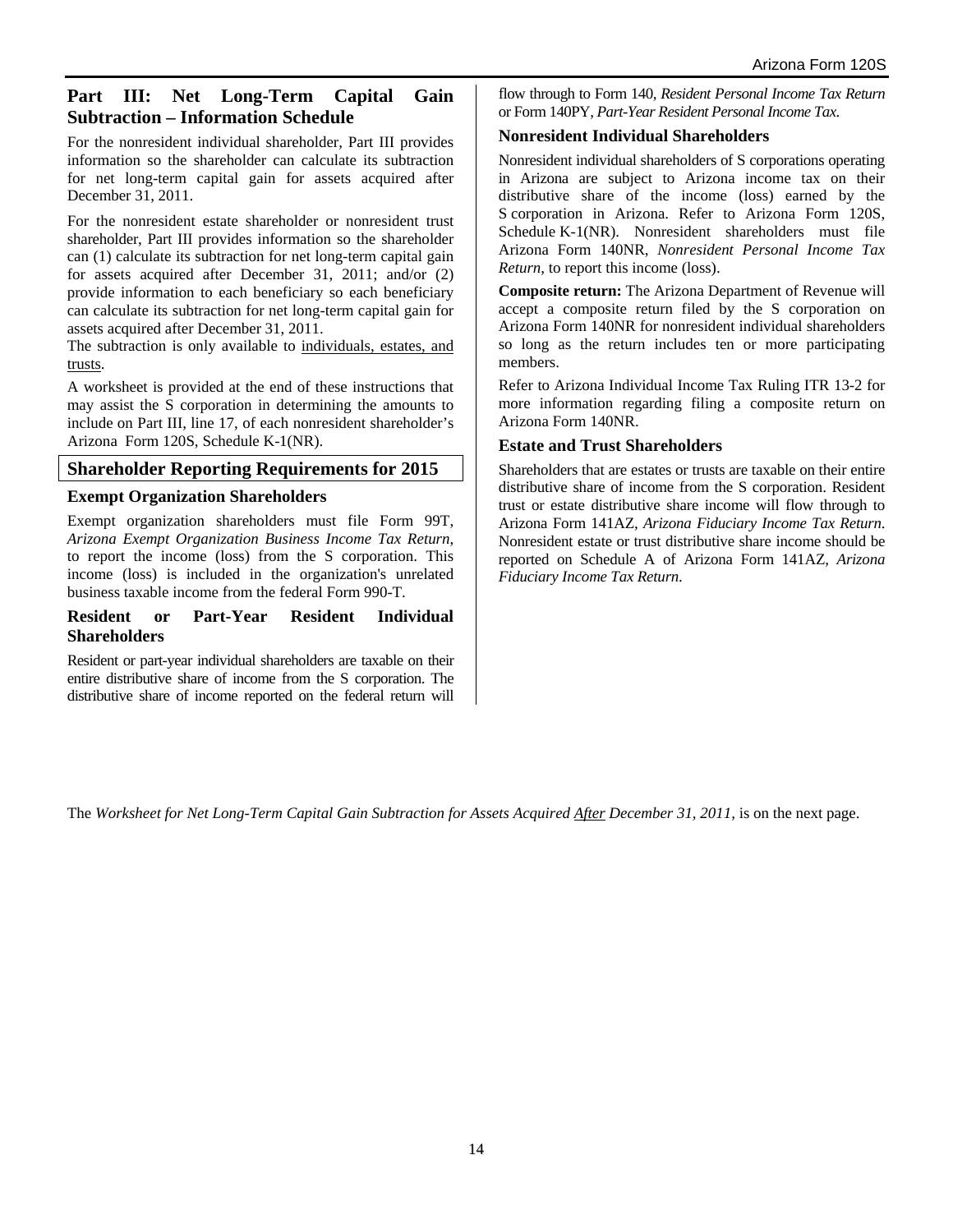## Part III: Net Long-Term Capital Gain Subtraction – Information Schedule

For the nonresident individual shareholder, Part III provides information so the shareholder can calculate its subtraction for net long-term capital gain for assets acquired after December 31, 2011.

For the nonresident estate shareholder or nonresident trust shareholder, Part III provides information so the shareholder can (1) calculate its subtraction for net long-term capital gain for assets acquired after December 31, 2011; and/or (2) provide information to each beneficiary so each beneficiary can calculate its subtraction for net long-term capital gain for assets acquired after December 31, 2011.

The subtraction is only available to individuals, estates, and trusts.

A worksheet is provided at the end of these instructions that may assist the S corporation in determining the amounts to include on Part III, line 17, of each nonresident shareholder's Arizona Form 120S, Schedule K-1(NR).

## Shareholder Reporting Requirements for 2015

### Exempt Organization Shareholders

Exempt organization shareholders must file Form 99T, *Arizona Exempt Organization Business Income Tax Return*, to report the income (loss) from the S corporation. This income (loss) is included in the organization's unrelated business taxable income from the federal Form 990-T.

### Resident or Part-Year Resident Individual Shareholders

Resident or part-year individual shareholders are taxable on their entire distributive share of income from the S corporation. The distributive share of income reported on the federal return will flow through to Form 140, *Resident Personal Income Tax Return* or Form 140PY, *Part-Year Resident Personal Income Tax*.

### Nonresident Individual Shareholders

Nonresident individual shareholders of S corporations operating in Arizona are subject to Arizona income tax on their distributive share of the income (loss) earned by the S corporation in Arizona. Refer to Arizona Form 120S, Schedule K-1(NR). Nonresident shareholders must file Arizona Form 140NR, *Nonresident Personal Income Tax Return*, to report this income (loss).

**Composite return:** The Arizona Department of Revenue will accept a composite return filed by the S corporation on Arizona Form 140NR for nonresident individual shareholders so long as the return includes ten or more participating members.

Refer to Arizona Individual Income Tax Ruling ITR 13-2 for more information regarding filing a composite return on Arizona Form 140NR.

### Estate and Trust Shareholders

Shareholders that are estates or trusts are taxable on their entire distributive share of income from the S corporation. Resident trust or estate distributive share income will flow through to Arizona Form 141AZ, *Arizona Fiduciary Income Tax Return*. Nonresident estate or trust distributive share income should be reported on Schedule A of Arizona Form 141AZ, *Arizona Fiduciary Income Tax Return*.

The *Worksheet for Net Long-Term Capital Gain Subtraction for Assets Acquired After December 31, 2011,* is on the next page.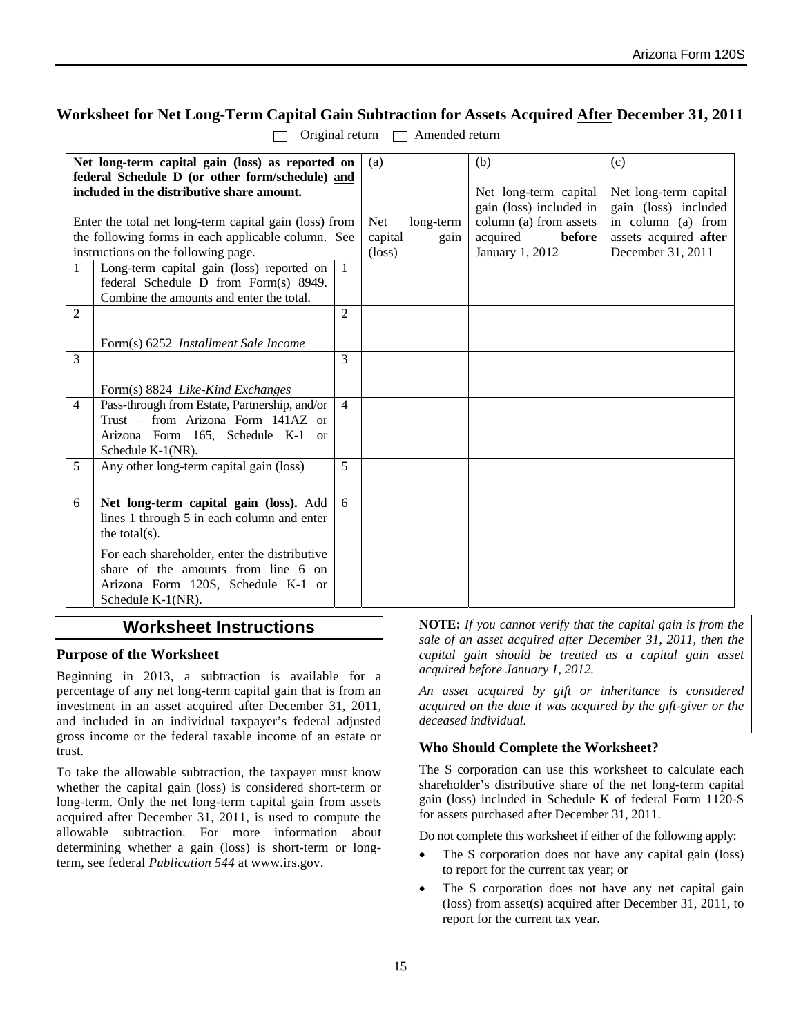## Worksheet for Net Long-Term Capital Gain Subtraction for Assets Acquired After December 31, 2011

☐ Original return ☐ Amended return

| **Net long-term capital gain (loss) as reported on federal Schedule D (or other form/schedule) and included in the distributive share amount.** Enter the total net long-term capital gain (loss) from the following forms in each applicable column. See instructions on the following page. | | | (a) Net long-term capital gain (loss) | (b) Net long-term capital gain (loss) included in column (a) from assets acquired **before** January 1, 2012 | (c) Net long-term capital gain (loss) included in column (a) from assets acquired **after** December 31, 2011 |
|---|---|---|---|---|---|
| 1 | Long-term capital gain (loss) reported on federal Schedule D from Form(s) 8949. Combine the amounts and enter the total. | 1 | | | |
| 2 | Form(s) 6252 *Installment Sale Income* | 2 | | | |
| 3 | Form(s) 8824 *Like-Kind Exchanges* | 3 | | | |
| 4 | Pass-through from Estate, Partnership, and/or Trust – from Arizona Form 141AZ or Arizona Form 165, Schedule K-1 or Schedule K-1(NR). | 4 | | | |
| 5 | Any other long-term capital gain (loss) | 5 | | | |
| 6 | **Net long-term capital gain (loss).** Add lines 1 through 5 in each column and enter the total(s). For each shareholder, enter the distributive share of the amounts from line 6 on Arizona Form 120S, Schedule K-1 or Schedule K-1(NR). | 6 | | | |

## Worksheet Instructions

### Purpose of the Worksheet

Beginning in 2013, a subtraction is available for a percentage of any net long-term capital gain that is from an investment in an asset acquired after December 31, 2011, and included in an individual taxpayer's federal adjusted gross income or the federal taxable income of an estate or trust.

To take the allowable subtraction, the taxpayer must know whether the capital gain (loss) is considered short-term or long-term. Only the net long-term capital gain from assets acquired after December 31, 2011, is used to compute the allowable subtraction. For more information about determining whether a gain (loss) is short-term or long-term, see federal *Publication 544* at www.irs.gov.

**NOTE:** *If you cannot verify that the capital gain is from the sale of an asset acquired after December 31, 2011, then the capital gain should be treated as a capital gain asset acquired before January 1, 2012.*

*An asset acquired by gift or inheritance is considered acquired on the date it was acquired by the gift-giver or the deceased individual.*

### Who Should Complete the Worksheet?

The S corporation can use this worksheet to calculate each shareholder's distributive share of the net long-term capital gain (loss) included in Schedule K of federal Form 1120-S for assets purchased after December 31, 2011.

Do not complete this worksheet if either of the following apply:

- The S corporation does not have any capital gain (loss) to report for the current tax year; or
- The S corporation does not have any net capital gain (loss) from asset(s) acquired after December 31, 2011, to report for the current tax year.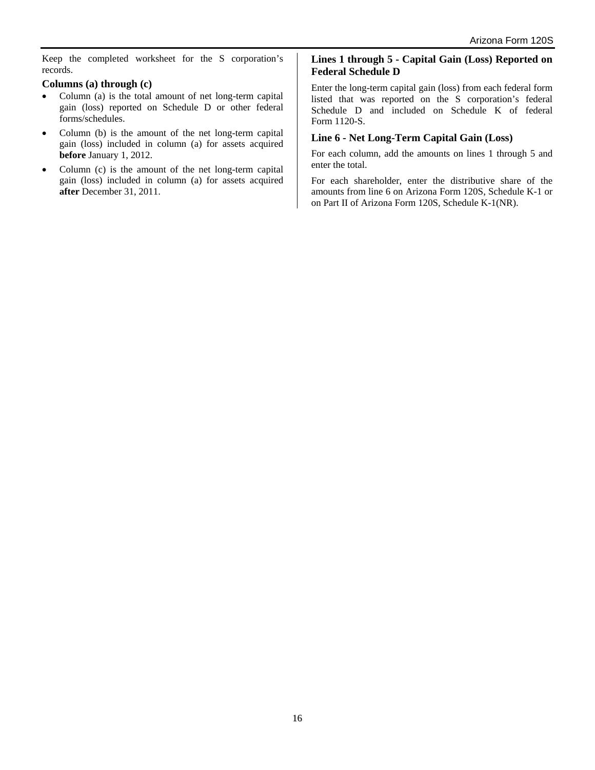Keep the completed worksheet for the S corporation's records.

### Columns (a) through (c)

- Column (a) is the total amount of net long-term capital gain (loss) reported on Schedule D or other federal forms/schedules.
- Column (b) is the amount of the net long-term capital gain (loss) included in column (a) for assets acquired **before** January 1, 2012.
- Column (c) is the amount of the net long-term capital gain (loss) included in column (a) for assets acquired **after** December 31, 2011.

### Lines 1 through 5 - Capital Gain (Loss) Reported on Federal Schedule D

Enter the long-term capital gain (loss) from each federal form listed that was reported on the S corporation's federal Schedule D and included on Schedule K of federal Form 1120-S.

### Line 6 - Net Long-Term Capital Gain (Loss)

For each column, add the amounts on lines 1 through 5 and enter the total.

For each shareholder, enter the distributive share of the amounts from line 6 on Arizona Form 120S, Schedule K-1 or on Part II of Arizona Form 120S, Schedule K-1(NR).